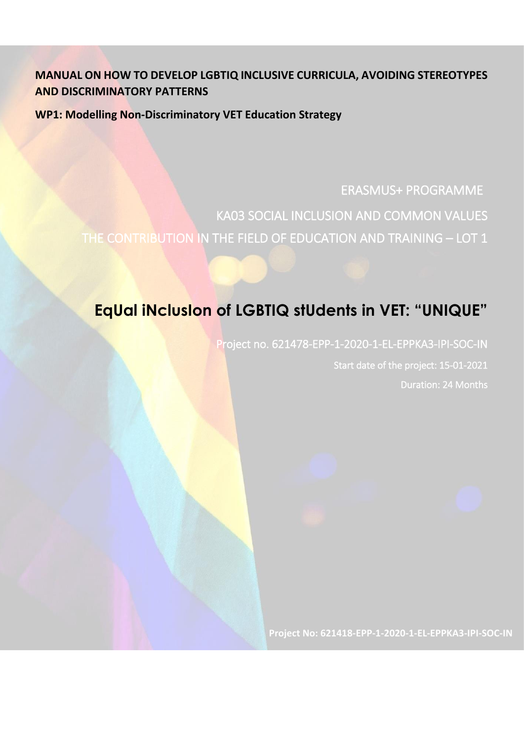**MANUAL ON HOW TO DEVELOP LGBTIQ INCLUSIVE CURRICULA, AVOIDING STEREOTYPES AND DISCRIMINATORY PATTERNS**

**WP1: Modelling Non-Discriminatory VET Education Strategy**

ERASMUS+ PROGRAMME

KA03 SOCIAL INCLUSION AND COMMON VALUES

THE CONTRIBUTION IN THE FIELD OF EDUCATION AND TRAINING – LOT 1

# EqUal iNclusIon of LGBTIQ stUdents in VET: "UNIQUE"

Project no. 621478-EPP-1-2020-1-EL-EPPKA3-IPI-SOC-IN

Start date of the project: 15-01-2021

Duration: 24 Months

**Project No: 621418-EPP-1-2020-1-EL-EPPKA3-IPI-SOC-IN**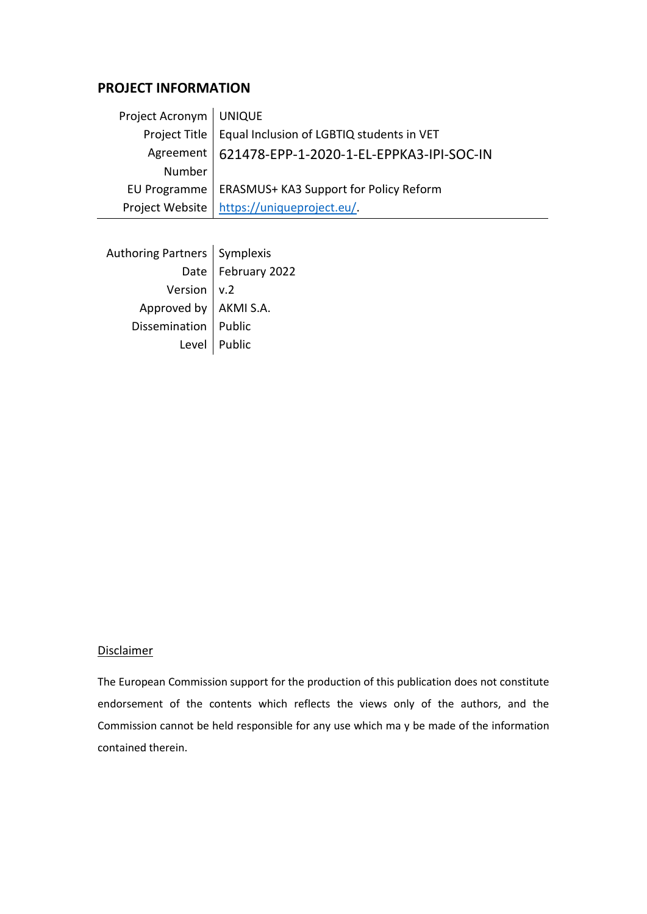## PROJECT INFORMATION

| | |
|---:|---|
| Project Acronym | UNIQUE |
| Project Title | Equal Inclusion of LGBTIQ students in VET |
| Agreement Number | 621478-EPP-1-2020-1-EL-EPPKA3-IPI-SOC-IN |
| EU Programme | ERASMUS+ KA3 Support for Policy Reform |
| Project Website | https://uniqueproject.eu/. |

| | |
|---:|---|
| Authoring Partners | Symplexis |
| Date | February 2022 |
| Version | v.2 |
| Approved by | AKMI S.A. |
| Dissemination | Public |
| Level | Public |

Disclaimer

The European Commission support for the production of this publication does not constitute endorsement of the contents which reflects the views only of the authors, and the Commission cannot be held responsible for any use which ma y be made of the information contained therein.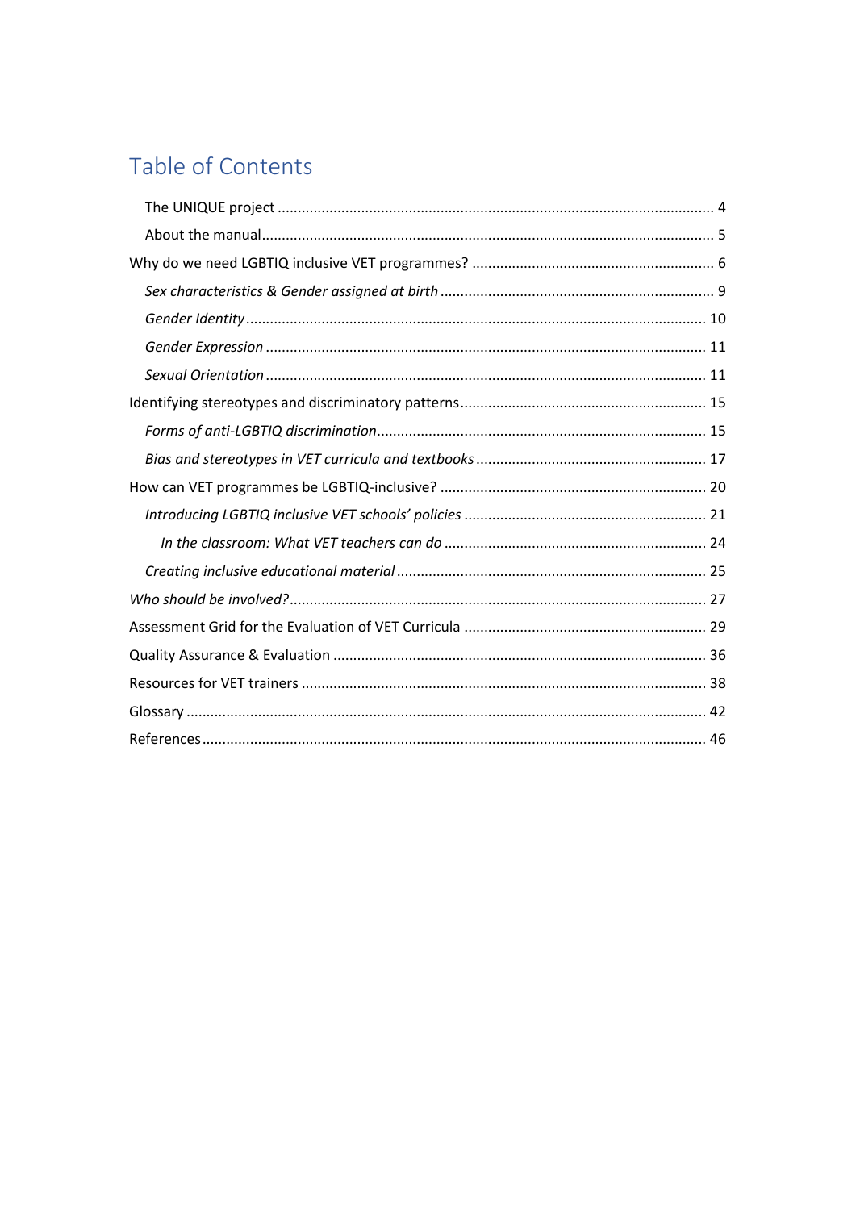# Table of Contents

- The UNIQUE project ........ 4
- About the manual ........ 5
- Why do we need LGBTIQ inclusive VET programmes? ........ 6
  - *Sex characteristics & Gender assigned at birth* ........ 9
  - *Gender Identity* ........ 10
  - *Gender Expression* ........ 11
  - *Sexual Orientation* ........ 11
- Identifying stereotypes and discriminatory patterns ........ 15
  - *Forms of anti-LGBTIQ discrimination* ........ 15
  - *Bias and stereotypes in VET curricula and textbooks* ........ 17
- How can VET programmes be LGBTIQ-inclusive? ........ 20
  - *Introducing LGBTIQ inclusive VET schools' policies* ........ 21
    - *In the classroom: What VET teachers can do* ........ 24
  - *Creating inclusive educational material* ........ 25
- *Who should be involved?* ........ 27
- Assessment Grid for the Evaluation of VET Curricula ........ 29
- Quality Assurance & Evaluation ........ 36
- Resources for VET trainers ........ 38
- Glossary ........ 42
- References ........ 46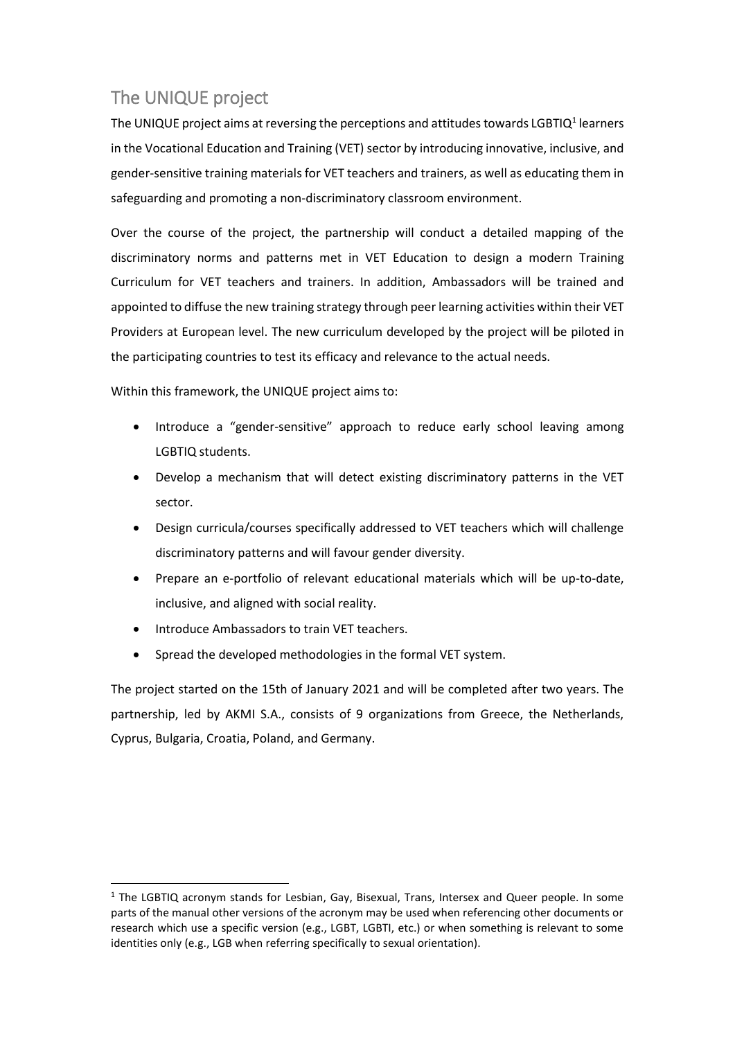## The UNIQUE project

The UNIQUE project aims at reversing the perceptions and attitudes towards LGBTIQ[1] learners in the Vocational Education and Training (VET) sector by introducing innovative, inclusive, and gender-sensitive training materials for VET teachers and trainers, as well as educating them in safeguarding and promoting a non-discriminatory classroom environment.

Over the course of the project, the partnership will conduct a detailed mapping of the discriminatory norms and patterns met in VET Education to design a modern Training Curriculum for VET teachers and trainers. In addition, Ambassadors will be trained and appointed to diffuse the new training strategy through peer learning activities within their VET Providers at European level. The new curriculum developed by the project will be piloted in the participating countries to test its efficacy and relevance to the actual needs.

Within this framework, the UNIQUE project aims to:

- Introduce a "gender-sensitive" approach to reduce early school leaving among LGBTIQ students.
- Develop a mechanism that will detect existing discriminatory patterns in the VET sector.
- Design curricula/courses specifically addressed to VET teachers which will challenge discriminatory patterns and will favour gender diversity.
- Prepare an e-portfolio of relevant educational materials which will be up-to-date, inclusive, and aligned with social reality.
- Introduce Ambassadors to train VET teachers.
- Spread the developed methodologies in the formal VET system.

The project started on the 15th of January 2021 and will be completed after two years. The partnership, led by AKMI S.A., consists of 9 organizations from Greece, the Netherlands, Cyprus, Bulgaria, Croatia, Poland, and Germany.

[1] The LGBTIQ acronym stands for Lesbian, Gay, Bisexual, Trans, Intersex and Queer people. In some parts of the manual other versions of the acronym may be used when referencing other documents or research which use a specific version (e.g., LGBT, LGBTI, etc.) or when something is relevant to some identities only (e.g., LGB when referring specifically to sexual orientation).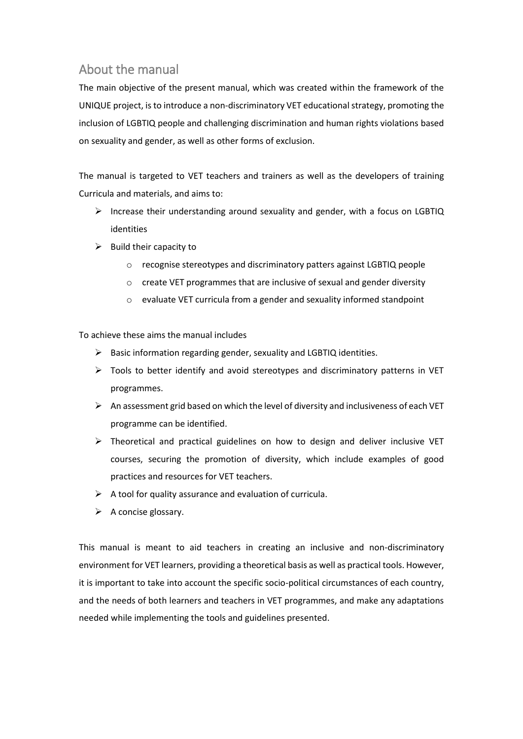## About the manual

The main objective of the present manual, which was created within the framework of the UNIQUE project, is to introduce a non-discriminatory VET educational strategy, promoting the inclusion of LGBTIQ people and challenging discrimination and human rights violations based on sexuality and gender, as well as other forms of exclusion.

The manual is targeted to VET teachers and trainers as well as the developers of training Curricula and materials, and aims to:

- Increase their understanding around sexuality and gender, with a focus on LGBTIQ identities
- Build their capacity to
  - recognise stereotypes and discriminatory patters against LGBTIQ people
  - create VET programmes that are inclusive of sexual and gender diversity
  - evaluate VET curricula from a gender and sexuality informed standpoint

To achieve these aims the manual includes

- Basic information regarding gender, sexuality and LGBTIQ identities.
- Tools to better identify and avoid stereotypes and discriminatory patterns in VET programmes.
- An assessment grid based on which the level of diversity and inclusiveness of each VET programme can be identified.
- Theoretical and practical guidelines on how to design and deliver inclusive VET courses, securing the promotion of diversity, which include examples of good practices and resources for VET teachers.
- A tool for quality assurance and evaluation of curricula.
- A concise glossary.

This manual is meant to aid teachers in creating an inclusive and non-discriminatory environment for VET learners, providing a theoretical basis as well as practical tools. However, it is important to take into account the specific socio-political circumstances of each country, and the needs of both learners and teachers in VET programmes, and make any adaptations needed while implementing the tools and guidelines presented.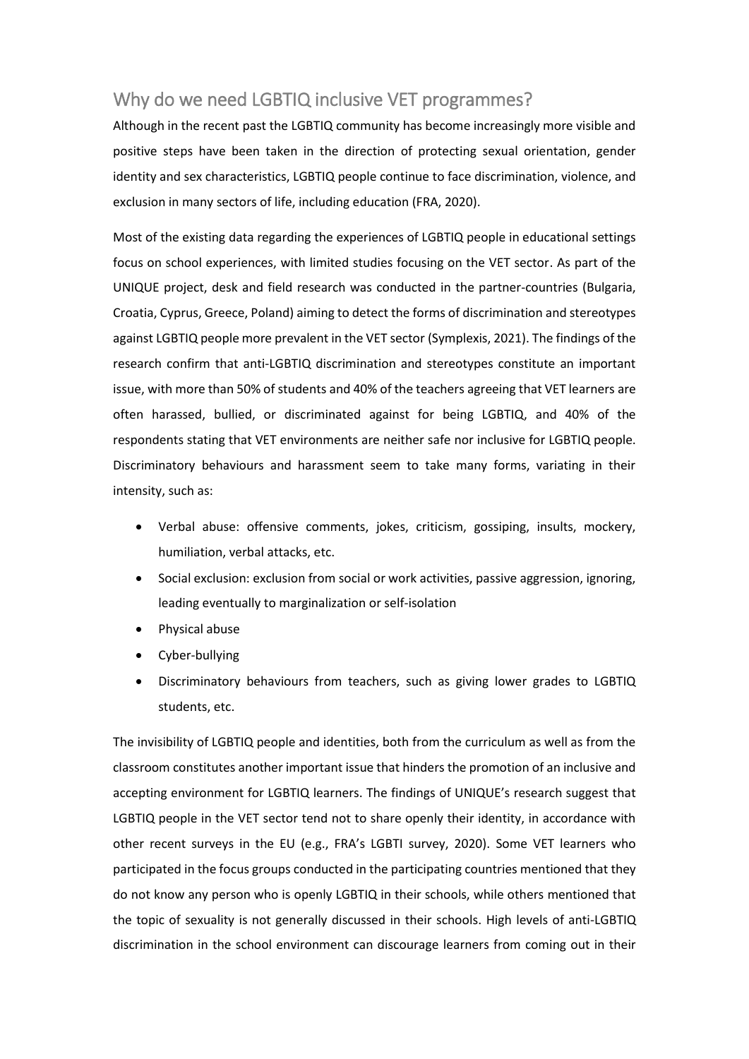## Why do we need LGBTIQ inclusive VET programmes?

Although in the recent past the LGBTIQ community has become increasingly more visible and positive steps have been taken in the direction of protecting sexual orientation, gender identity and sex characteristics, LGBTIQ people continue to face discrimination, violence, and exclusion in many sectors of life, including education (FRA, 2020).

Most of the existing data regarding the experiences of LGBTIQ people in educational settings focus on school experiences, with limited studies focusing on the VET sector. As part of the UNIQUE project, desk and field research was conducted in the partner-countries (Bulgaria, Croatia, Cyprus, Greece, Poland) aiming to detect the forms of discrimination and stereotypes against LGBTIQ people more prevalent in the VET sector (Symplexis, 2021). The findings of the research confirm that anti-LGBTIQ discrimination and stereotypes constitute an important issue, with more than 50% of students and 40% of the teachers agreeing that VET learners are often harassed, bullied, or discriminated against for being LGBTIQ, and 40% of the respondents stating that VET environments are neither safe nor inclusive for LGBTIQ people. Discriminatory behaviours and harassment seem to take many forms, variating in their intensity, such as:

- Verbal abuse: offensive comments, jokes, criticism, gossiping, insults, mockery, humiliation, verbal attacks, etc.
- Social exclusion: exclusion from social or work activities, passive aggression, ignoring, leading eventually to marginalization or self-isolation
- Physical abuse
- Cyber-bullying
- Discriminatory behaviours from teachers, such as giving lower grades to LGBTIQ students, etc.

The invisibility of LGBTIQ people and identities, both from the curriculum as well as from the classroom constitutes another important issue that hinders the promotion of an inclusive and accepting environment for LGBTIQ learners. The findings of UNIQUE's research suggest that LGBTIQ people in the VET sector tend not to share openly their identity, in accordance with other recent surveys in the EU (e.g., FRA's LGBTI survey, 2020). Some VET learners who participated in the focus groups conducted in the participating countries mentioned that they do not know any person who is openly LGBTIQ in their schools, while others mentioned that the topic of sexuality is not generally discussed in their schools. High levels of anti-LGBTIQ discrimination in the school environment can discourage learners from coming out in their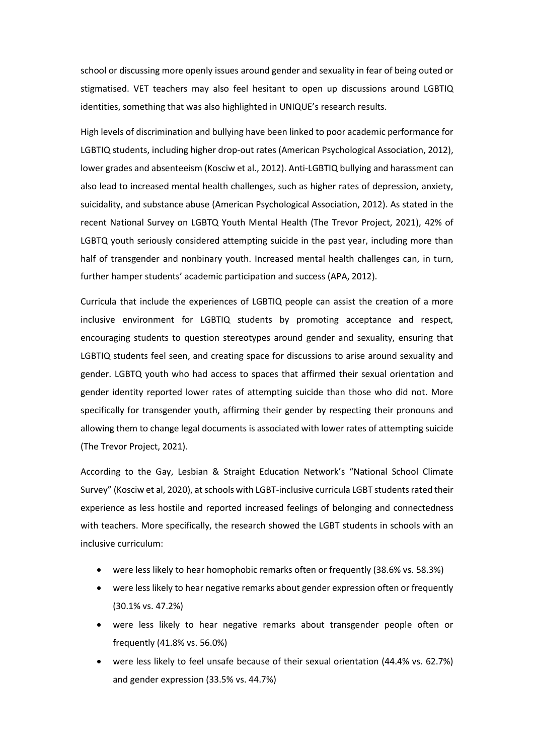school or discussing more openly issues around gender and sexuality in fear of being outed or stigmatised. VET teachers may also feel hesitant to open up discussions around LGBTIQ identities, something that was also highlighted in UNIQUE's research results.

High levels of discrimination and bullying have been linked to poor academic performance for LGBTIQ students, including higher drop-out rates (American Psychological Association, 2012), lower grades and absenteeism (Kosciw et al., 2012). Anti-LGBTIQ bullying and harassment can also lead to increased mental health challenges, such as higher rates of depression, anxiety, suicidality, and substance abuse (American Psychological Association, 2012). As stated in the recent National Survey on LGBTQ Youth Mental Health (The Trevor Project, 2021), 42% of LGBTQ youth seriously considered attempting suicide in the past year, including more than half of transgender and nonbinary youth. Increased mental health challenges can, in turn, further hamper students' academic participation and success (APA, 2012).

Curricula that include the experiences of LGBTIQ people can assist the creation of a more inclusive environment for LGBTIQ students by promoting acceptance and respect, encouraging students to question stereotypes around gender and sexuality, ensuring that LGBTIQ students feel seen, and creating space for discussions to arise around sexuality and gender. LGBTQ youth who had access to spaces that affirmed their sexual orientation and gender identity reported lower rates of attempting suicide than those who did not. More specifically for transgender youth, affirming their gender by respecting their pronouns and allowing them to change legal documents is associated with lower rates of attempting suicide (The Trevor Project, 2021).

According to the Gay, Lesbian & Straight Education Network's "National School Climate Survey" (Kosciw et al, 2020), at schools with LGBT-inclusive curricula LGBT students rated their experience as less hostile and reported increased feelings of belonging and connectedness with teachers. More specifically, the research showed the LGBT students in schools with an inclusive curriculum:

- were less likely to hear homophobic remarks often or frequently (38.6% vs. 58.3%)
- were less likely to hear negative remarks about gender expression often or frequently (30.1% vs. 47.2%)
- were less likely to hear negative remarks about transgender people often or frequently (41.8% vs. 56.0%)
- were less likely to feel unsafe because of their sexual orientation (44.4% vs. 62.7%) and gender expression (33.5% vs. 44.7%)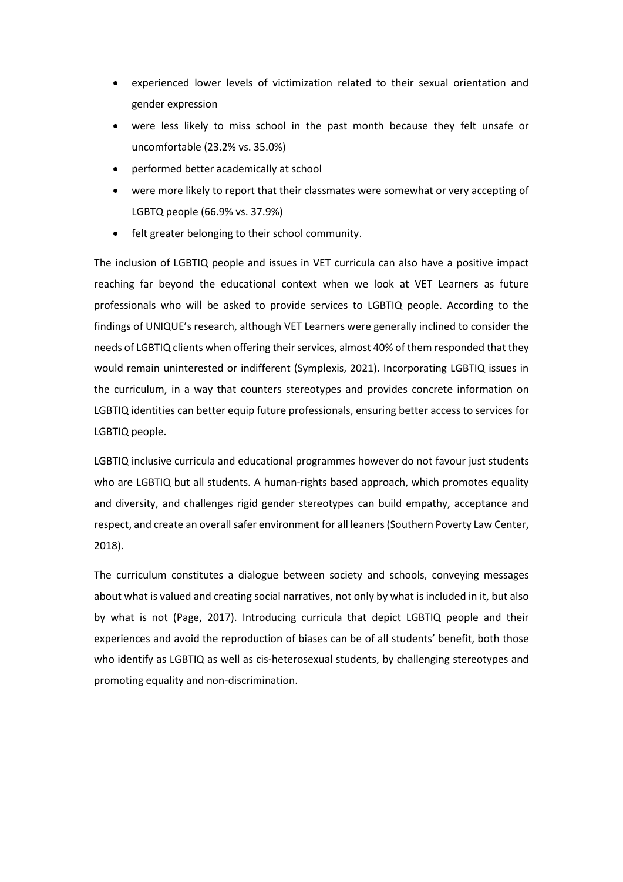- experienced lower levels of victimization related to their sexual orientation and gender expression
- were less likely to miss school in the past month because they felt unsafe or uncomfortable (23.2% vs. 35.0%)
- performed better academically at school
- were more likely to report that their classmates were somewhat or very accepting of LGBTQ people (66.9% vs. 37.9%)
- felt greater belonging to their school community.

The inclusion of LGBTIQ people and issues in VET curricula can also have a positive impact reaching far beyond the educational context when we look at VET Learners as future professionals who will be asked to provide services to LGBTIQ people. According to the findings of UNIQUE's research, although VET Learners were generally inclined to consider the needs of LGBTIQ clients when offering their services, almost 40% of them responded that they would remain uninterested or indifferent (Symplexis, 2021). Incorporating LGBTIQ issues in the curriculum, in a way that counters stereotypes and provides concrete information on LGBTIQ identities can better equip future professionals, ensuring better access to services for LGBTIQ people.

LGBTIQ inclusive curricula and educational programmes however do not favour just students who are LGBTIQ but all students. A human-rights based approach, which promotes equality and diversity, and challenges rigid gender stereotypes can build empathy, acceptance and respect, and create an overall safer environment for all leaners (Southern Poverty Law Center, 2018).

The curriculum constitutes a dialogue between society and schools, conveying messages about what is valued and creating social narratives, not only by what is included in it, but also by what is not (Page, 2017). Introducing curricula that depict LGBTIQ people and their experiences and avoid the reproduction of biases can be of all students' benefit, both those who identify as LGBTIQ as well as cis-heterosexual students, by challenging stereotypes and promoting equality and non-discrimination.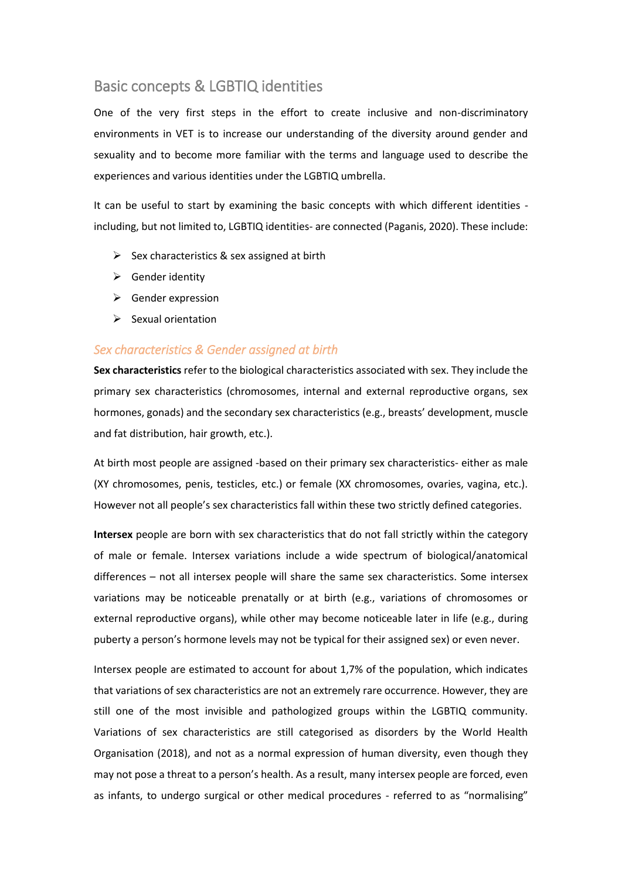## Basic concepts & LGBTIQ identities

One of the very first steps in the effort to create inclusive and non-discriminatory environments in VET is to increase our understanding of the diversity around gender and sexuality and to become more familiar with the terms and language used to describe the experiences and various identities under the LGBTIQ umbrella.

It can be useful to start by examining the basic concepts with which different identities - including, but not limited to, LGBTIQ identities- are connected (Paganis, 2020). These include:

- Sex characteristics & sex assigned at birth
- Gender identity
- Gender expression
- Sexual orientation

### *Sex characteristics & Gender assigned at birth*

**Sex characteristics** refer to the biological characteristics associated with sex. They include the primary sex characteristics (chromosomes, internal and external reproductive organs, sex hormones, gonads) and the secondary sex characteristics (e.g., breasts' development, muscle and fat distribution, hair growth, etc.).

At birth most people are assigned -based on their primary sex characteristics- either as male (XY chromosomes, penis, testicles, etc.) or female (XX chromosomes, ovaries, vagina, etc.). However not all people's sex characteristics fall within these two strictly defined categories.

**Intersex** people are born with sex characteristics that do not fall strictly within the category of male or female. Intersex variations include a wide spectrum of biological/anatomical differences – not all intersex people will share the same sex characteristics. Some intersex variations may be noticeable prenatally or at birth (e.g., variations of chromosomes or external reproductive organs), while other may become noticeable later in life (e.g., during puberty a person's hormone levels may not be typical for their assigned sex) or even never.

Intersex people are estimated to account for about 1,7% of the population, which indicates that variations of sex characteristics are not an extremely rare occurrence. However, they are still one of the most invisible and pathologized groups within the LGBTIQ community. Variations of sex characteristics are still categorised as disorders by the World Health Organisation (2018), and not as a normal expression of human diversity, even though they may not pose a threat to a person's health. As a result, many intersex people are forced, even as infants, to undergo surgical or other medical procedures - referred to as "normalising"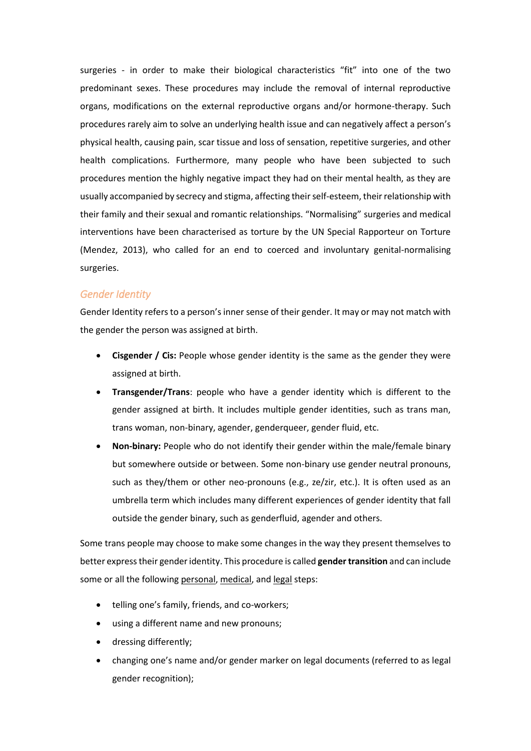surgeries - in order to make their biological characteristics "fit" into one of the two predominant sexes. These procedures may include the removal of internal reproductive organs, modifications on the external reproductive organs and/or hormone-therapy. Such procedures rarely aim to solve an underlying health issue and can negatively affect a person's physical health, causing pain, scar tissue and loss of sensation, repetitive surgeries, and other health complications. Furthermore, many people who have been subjected to such procedures mention the highly negative impact they had on their mental health, as they are usually accompanied by secrecy and stigma, affecting their self-esteem, their relationship with their family and their sexual and romantic relationships. "Normalising" surgeries and medical interventions have been characterised as torture by the UN Special Rapporteur on Torture (Mendez, 2013), who called for an end to coerced and involuntary genital-normalising surgeries.

### *Gender Identity*

Gender Identity refers to a person's inner sense of their gender. It may or may not match with the gender the person was assigned at birth.

- **Cisgender / Cis:** People whose gender identity is the same as the gender they were assigned at birth.
- **Transgender/Trans**: people who have a gender identity which is different to the gender assigned at birth. It includes multiple gender identities, such as trans man, trans woman, non-binary, agender, genderqueer, gender fluid, etc.
- **Non-binary:** People who do not identify their gender within the male/female binary but somewhere outside or between. Some non-binary use gender neutral pronouns, such as they/them or other neo-pronouns (e.g., ze/zir, etc.). It is often used as an umbrella term which includes many different experiences of gender identity that fall outside the gender binary, such as genderfluid, agender and others.

Some trans people may choose to make some changes in the way they present themselves to better express their gender identity. This procedure is called **gender transition** and can include some or all the following <u>personal</u>, <u>medical</u>, and <u>legal</u> steps:

- telling one's family, friends, and co-workers;
- using a different name and new pronouns;
- dressing differently;
- changing one's name and/or gender marker on legal documents (referred to as legal gender recognition);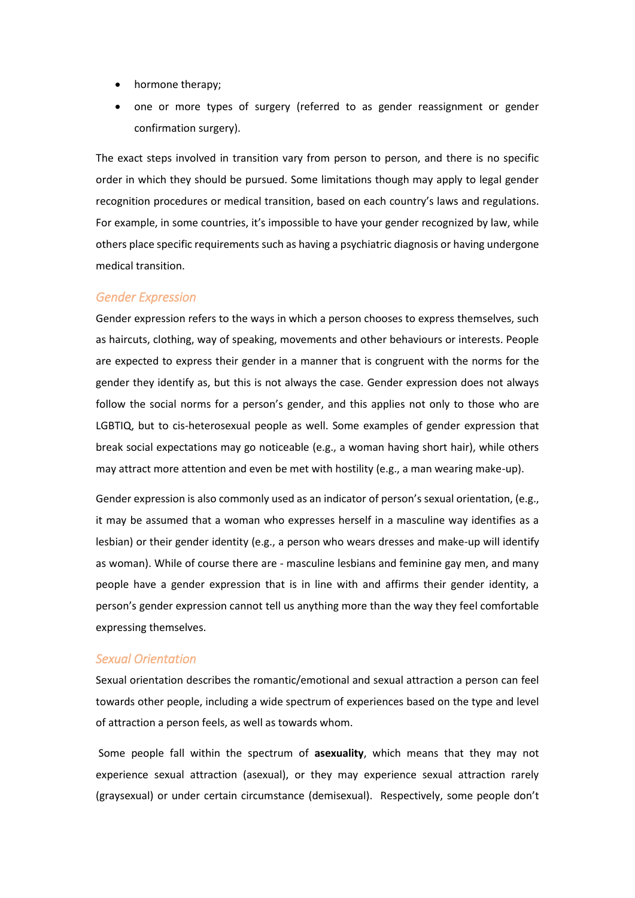- hormone therapy;
- one or more types of surgery (referred to as gender reassignment or gender confirmation surgery).

The exact steps involved in transition vary from person to person, and there is no specific order in which they should be pursued. Some limitations though may apply to legal gender recognition procedures or medical transition, based on each country's laws and regulations. For example, in some countries, it's impossible to have your gender recognized by law, while others place specific requirements such as having a psychiatric diagnosis or having undergone medical transition.

### *Gender Expression*

Gender expression refers to the ways in which a person chooses to express themselves, such as haircuts, clothing, way of speaking, movements and other behaviours or interests. People are expected to express their gender in a manner that is congruent with the norms for the gender they identify as, but this is not always the case. Gender expression does not always follow the social norms for a person's gender, and this applies not only to those who are LGBTIQ, but to cis-heterosexual people as well. Some examples of gender expression that break social expectations may go noticeable (e.g., a woman having short hair), while others may attract more attention and even be met with hostility (e.g., a man wearing make-up).

Gender expression is also commonly used as an indicator of person's sexual orientation, (e.g., it may be assumed that a woman who expresses herself in a masculine way identifies as a lesbian) or their gender identity (e.g., a person who wears dresses and make-up will identify as woman). While of course there are - masculine lesbians and feminine gay men, and many people have a gender expression that is in line with and affirms their gender identity, a person's gender expression cannot tell us anything more than the way they feel comfortable expressing themselves.

### *Sexual Orientation*

Sexual orientation describes the romantic/emotional and sexual attraction a person can feel towards other people, including a wide spectrum of experiences based on the type and level of attraction a person feels, as well as towards whom.

Some people fall within the spectrum of **asexuality**, which means that they may not experience sexual attraction (asexual), or they may experience sexual attraction rarely (graysexual) or under certain circumstance (demisexual). Respectively, some people don't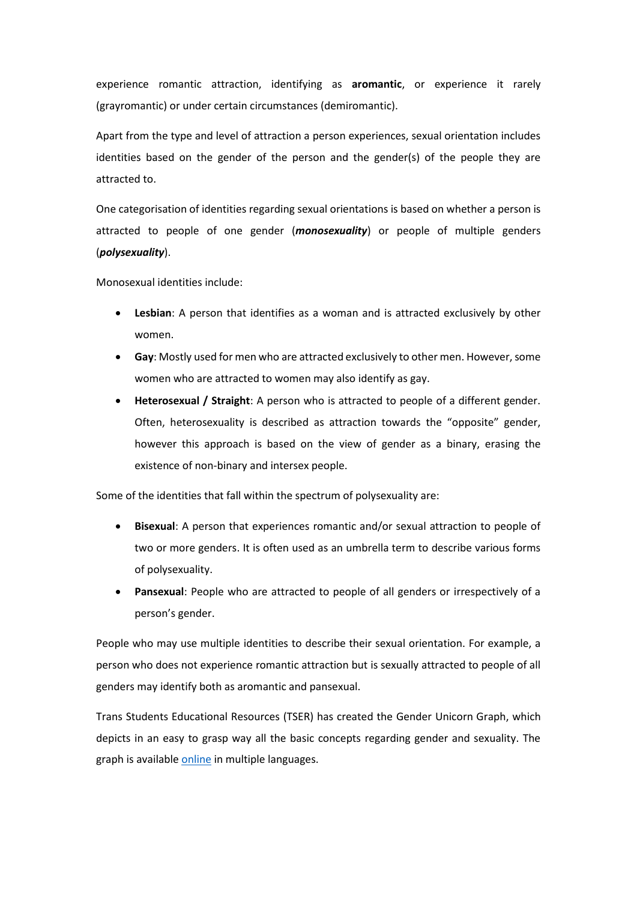experience romantic attraction, identifying as **aromantic**, or experience it rarely (grayromantic) or under certain circumstances (demiromantic).

Apart from the type and level of attraction a person experiences, sexual orientation includes identities based on the gender of the person and the gender(s) of the people they are attracted to.

One categorisation of identities regarding sexual orientations is based on whether a person is attracted to people of one gender (***monosexuality***) or people of multiple genders (***polysexuality***).

Monosexual identities include:

- **Lesbian**: A person that identifies as a woman and is attracted exclusively by other women.
- **Gay**: Mostly used for men who are attracted exclusively to other men. However, some women who are attracted to women may also identify as gay.
- **Heterosexual / Straight**: A person who is attracted to people of a different gender. Often, heterosexuality is described as attraction towards the "opposite" gender, however this approach is based on the view of gender as a binary, erasing the existence of non-binary and intersex people.

Some of the identities that fall within the spectrum of polysexuality are:

- **Bisexual**: A person that experiences romantic and/or sexual attraction to people of two or more genders. It is often used as an umbrella term to describe various forms of polysexuality.
- **Pansexual**: People who are attracted to people of all genders or irrespectively of a person's gender.

People who may use multiple identities to describe their sexual orientation. For example, a person who does not experience romantic attraction but is sexually attracted to people of all genders may identify both as aromantic and pansexual.

Trans Students Educational Resources (TSER) has created the Gender Unicorn Graph, which depicts in an easy to grasp way all the basic concepts regarding gender and sexuality. The graph is available [online](online) in multiple languages.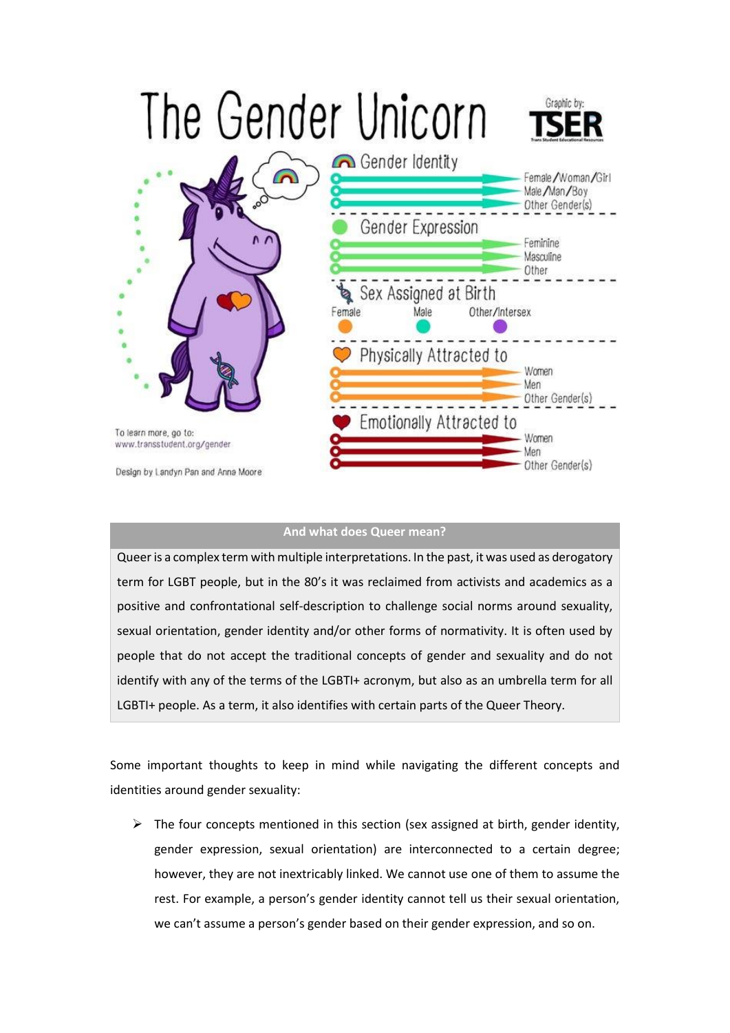# The Gender Unicorn

Graphic by: TSER Trans Student Educational Resources

**Gender Identity**
- Female/Woman/Girl
- Male/Man/Boy
- Other Gender(s)

**Gender Expression**
- Feminine
- Masculine
- Other

**Sex Assigned at Birth**
- Female
- Male
- Other/Intersex

**Physically Attracted to**
- Women
- Men
- Other Gender(s)

**Emotionally Attracted to**
- Women
- Men
- Other Gender(s)

To learn more, go to: www.transstudent.org/gender

Design by Landyn Pan and Anna Moore

**And what does Queer mean?**

Queer is a complex term with multiple interpretations. In the past, it was used as derogatory term for LGBT people, but in the 80's it was reclaimed from activists and academics as a positive and confrontational self-description to challenge social norms around sexuality, sexual orientation, gender identity and/or other forms of normativity. It is often used by people that do not accept the traditional concepts of gender and sexuality and do not identify with any of the terms of the LGBTI+ acronym, but also as an umbrella term for all LGBTI+ people. As a term, it also identifies with certain parts of the Queer Theory.

Some important thoughts to keep in mind while navigating the different concepts and identities around gender sexuality:

- The four concepts mentioned in this section (sex assigned at birth, gender identity, gender expression, sexual orientation) are interconnected to a certain degree; however, they are not inextricably linked. We cannot use one of them to assume the rest. For example, a person's gender identity cannot tell us their sexual orientation, we can't assume a person's gender based on their gender expression, and so on.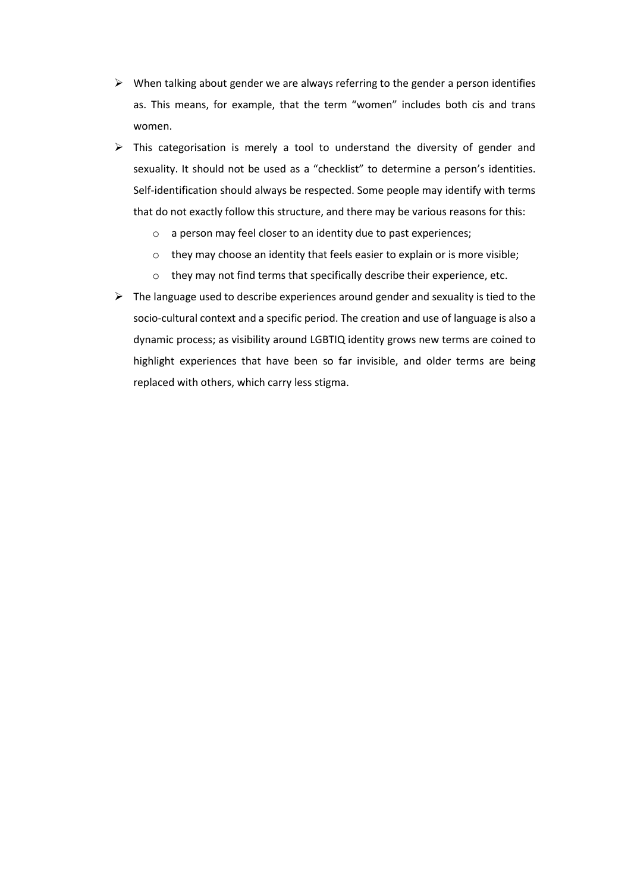- When talking about gender we are always referring to the gender a person identifies as. This means, for example, that the term "women" includes both cis and trans women.
- This categorisation is merely a tool to understand the diversity of gender and sexuality. It should not be used as a "checklist" to determine a person's identities. Self-identification should always be respected. Some people may identify with terms that do not exactly follow this structure, and there may be various reasons for this:
  - a person may feel closer to an identity due to past experiences;
  - they may choose an identity that feels easier to explain or is more visible;
  - they may not find terms that specifically describe their experience, etc.
- The language used to describe experiences around gender and sexuality is tied to the socio-cultural context and a specific period. The creation and use of language is also a dynamic process; as visibility around LGBTIQ identity grows new terms are coined to highlight experiences that have been so far invisible, and older terms are being replaced with others, which carry less stigma.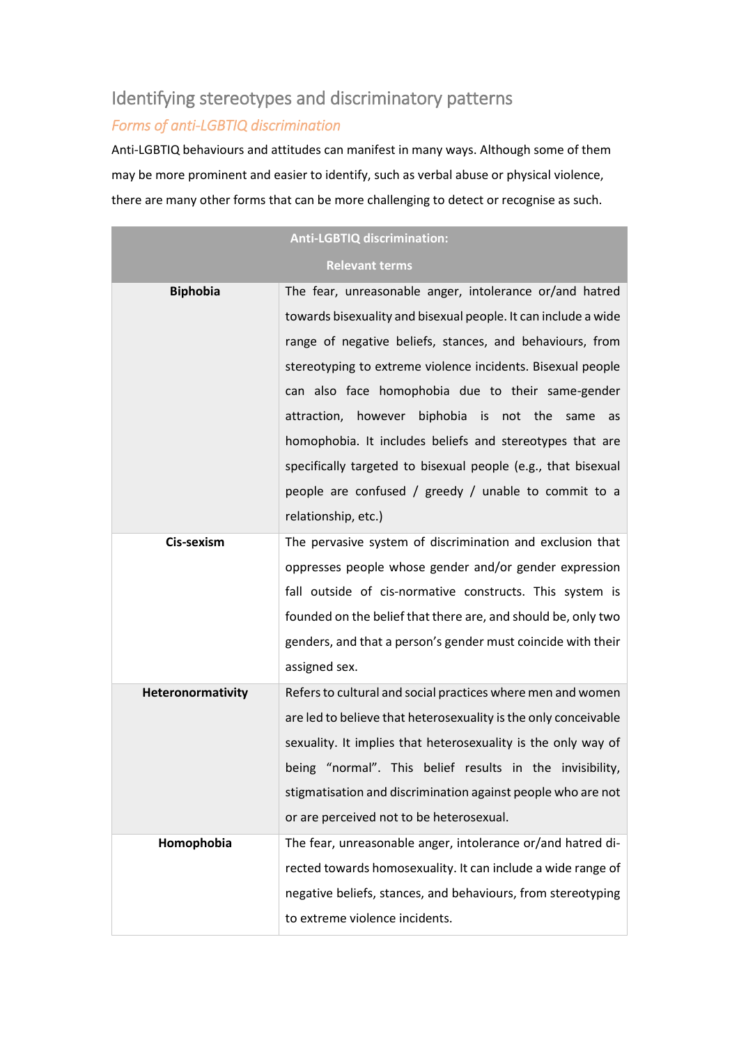## Identifying stereotypes and discriminatory patterns

### *Forms of anti-LGBTIQ discrimination*

Anti-LGBTIQ behaviours and attitudes can manifest in many ways. Although some of them may be more prominent and easier to identify, such as verbal abuse or physical violence, there are many other forms that can be more challenging to detect or recognise as such.

| Anti-LGBTIQ discrimination: Relevant terms | |
|---|---|
| **Biphobia** | The fear, unreasonable anger, intolerance or/and hatred towards bisexuality and bisexual people. It can include a wide range of negative beliefs, stances, and behaviours, from stereotyping to extreme violence incidents. Bisexual people can also face homophobia due to their same-gender attraction, however biphobia is not the same as homophobia. It includes beliefs and stereotypes that are specifically targeted to bisexual people (e.g., that bisexual people are confused / greedy / unable to commit to a relationship, etc.) |
| **Cis-sexism** | The pervasive system of discrimination and exclusion that oppresses people whose gender and/or gender expression fall outside of cis-normative constructs. This system is founded on the belief that there are, and should be, only two genders, and that a person's gender must coincide with their assigned sex. |
| **Heteronormativity** | Refers to cultural and social practices where men and women are led to believe that heterosexuality is the only conceivable sexuality. It implies that heterosexuality is the only way of being "normal". This belief results in the invisibility, stigmatisation and discrimination against people who are not or are perceived not to be heterosexual. |
| **Homophobia** | The fear, unreasonable anger, intolerance or/and hatred directed towards homosexuality. It can include a wide range of negative beliefs, stances, and behaviours, from stereotyping to extreme violence incidents. |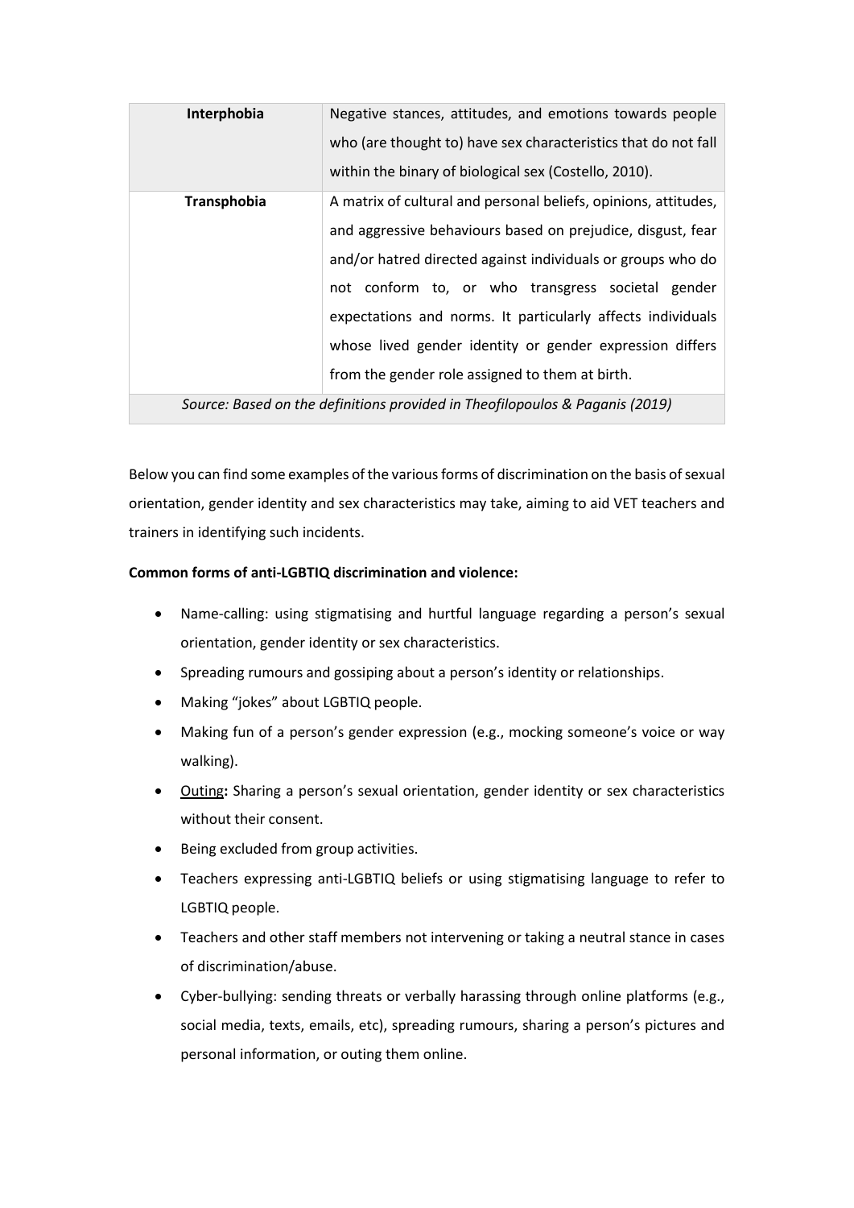| **Interphobia** | Negative stances, attitudes, and emotions towards people who (are thought to) have sex characteristics that do not fall within the binary of biological sex (Costello, 2010). |
|---|---|
| **Transphobia** | A matrix of cultural and personal beliefs, opinions, attitudes, and aggressive behaviours based on prejudice, disgust, fear and/or hatred directed against individuals or groups who do not conform to, or who transgress societal gender expectations and norms. It particularly affects individuals whose lived gender identity or gender expression differs from the gender role assigned to them at birth. |

*Source: Based on the definitions provided in Theofilopoulos & Paganis (2019)*

Below you can find some examples of the various forms of discrimination on the basis of sexual orientation, gender identity and sex characteristics may take, aiming to aid VET teachers and trainers in identifying such incidents.

**Common forms of anti-LGBTIQ discrimination and violence:**

- Name-calling: using stigmatising and hurtful language regarding a person's sexual orientation, gender identity or sex characteristics.
- Spreading rumours and gossiping about a person's identity or relationships.
- Making "jokes" about LGBTIQ people.
- Making fun of a person's gender expression (e.g., mocking someone's voice or way walking).
- Outing**:** Sharing a person's sexual orientation, gender identity or sex characteristics without their consent.
- Being excluded from group activities.
- Teachers expressing anti-LGBTIQ beliefs or using stigmatising language to refer to LGBTIQ people.
- Teachers and other staff members not intervening or taking a neutral stance in cases of discrimination/abuse.
- Cyber-bullying: sending threats or verbally harassing through online platforms (e.g., social media, texts, emails, etc), spreading rumours, sharing a person's pictures and personal information, or outing them online.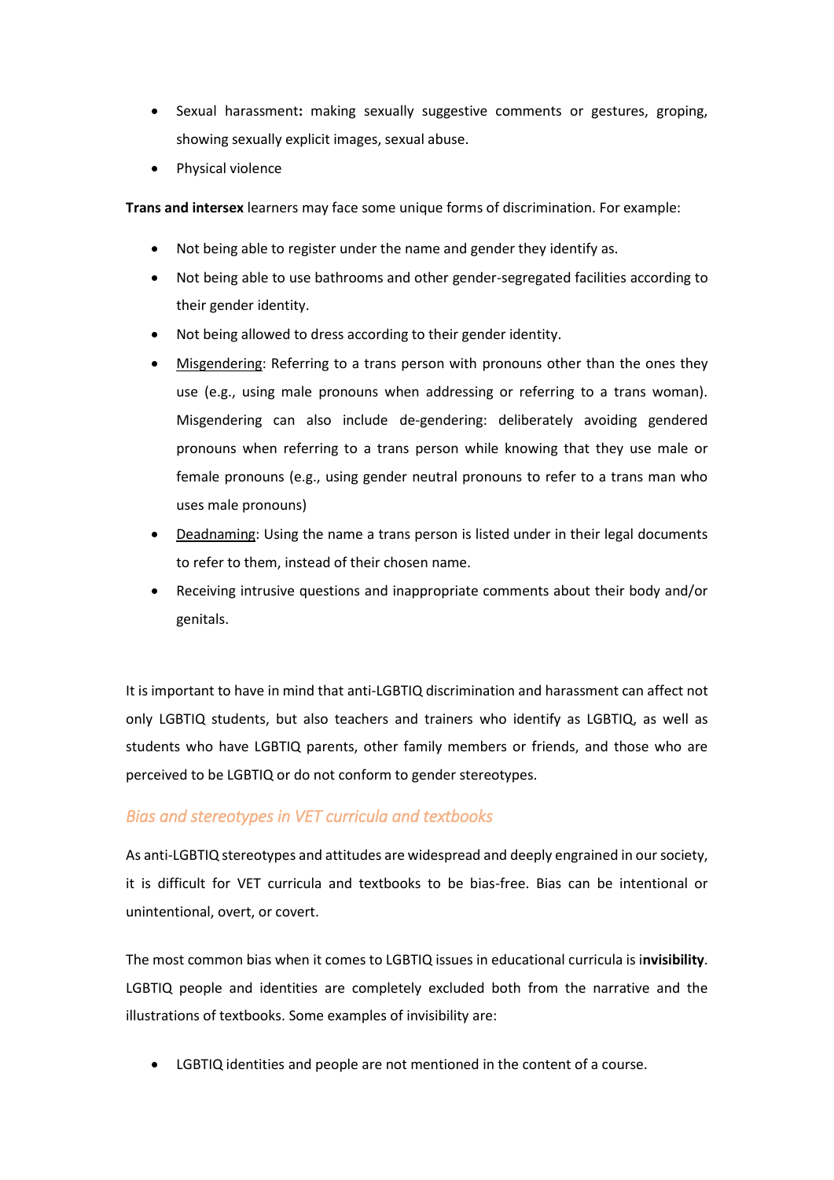- Sexual harassment**:** making sexually suggestive comments or gestures, groping, showing sexually explicit images, sexual abuse.
- Physical violence

**Trans and intersex** learners may face some unique forms of discrimination. For example:

- Not being able to register under the name and gender they identify as.
- Not being able to use bathrooms and other gender-segregated facilities according to their gender identity.
- Not being allowed to dress according to their gender identity.
- <u>Misgendering</u>: Referring to a trans person with pronouns other than the ones they use (e.g., using male pronouns when addressing or referring to a trans woman). Misgendering can also include de-gendering: deliberately avoiding gendered pronouns when referring to a trans person while knowing that they use male or female pronouns (e.g., using gender neutral pronouns to refer to a trans man who uses male pronouns)
- <u>Deadnaming</u>: Using the name a trans person is listed under in their legal documents to refer to them, instead of their chosen name.
- Receiving intrusive questions and inappropriate comments about their body and/or genitals.

It is important to have in mind that anti-LGBTIQ discrimination and harassment can affect not only LGBTIQ students, but also teachers and trainers who identify as LGBTIQ, as well as students who have LGBTIQ parents, other family members or friends, and those who are perceived to be LGBTIQ or do not conform to gender stereotypes.

### *Bias and stereotypes in VET curricula and textbooks*

As anti-LGBTIQ stereotypes and attitudes are widespread and deeply engrained in our society, it is difficult for VET curricula and textbooks to be bias-free. Bias can be intentional or unintentional, overt, or covert.

The most common bias when it comes to LGBTIQ issues in educational curricula is i**nvisibility**. LGBTIQ people and identities are completely excluded both from the narrative and the illustrations of textbooks. Some examples of invisibility are:

- LGBTIQ identities and people are not mentioned in the content of a course.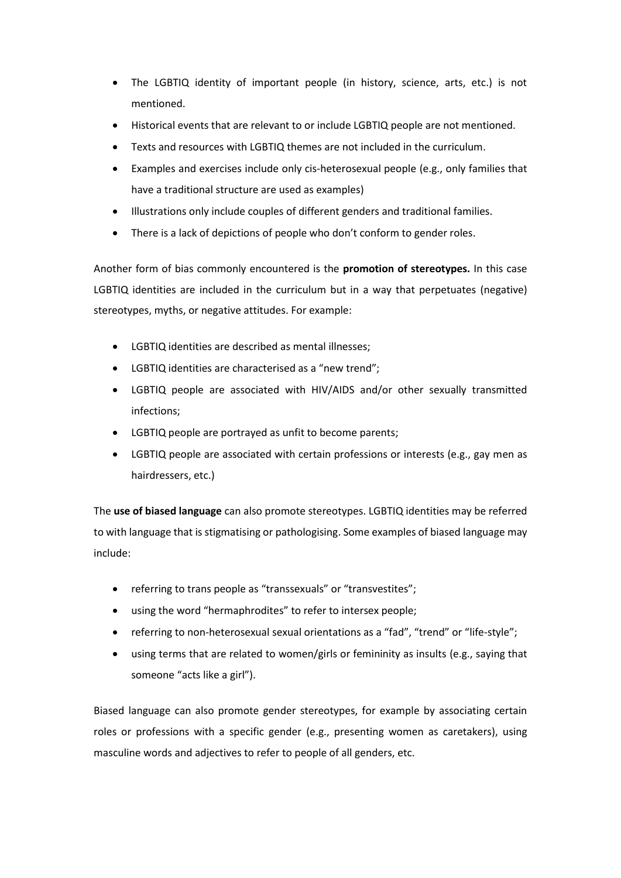- The LGBTIQ identity of important people (in history, science, arts, etc.) is not mentioned.
- Historical events that are relevant to or include LGBTIQ people are not mentioned.
- Texts and resources with LGBTIQ themes are not included in the curriculum.
- Examples and exercises include only cis-heterosexual people (e.g., only families that have a traditional structure are used as examples)
- Illustrations only include couples of different genders and traditional families.
- There is a lack of depictions of people who don't conform to gender roles.

Another form of bias commonly encountered is the **promotion of stereotypes.** In this case LGBTIQ identities are included in the curriculum but in a way that perpetuates (negative) stereotypes, myths, or negative attitudes. For example:

- LGBTIQ identities are described as mental illnesses;
- LGBTIQ identities are characterised as a "new trend";
- LGBTIQ people are associated with HIV/AIDS and/or other sexually transmitted infections;
- LGBTIQ people are portrayed as unfit to become parents;
- LGBTIQ people are associated with certain professions or interests (e.g., gay men as hairdressers, etc.)

The **use of biased language** can also promote stereotypes. LGBTIQ identities may be referred to with language that is stigmatising or pathologising. Some examples of biased language may include:

- referring to trans people as "transsexuals" or "transvestites";
- using the word "hermaphrodites" to refer to intersex people;
- referring to non-heterosexual sexual orientations as a "fad", "trend" or "life-style";
- using terms that are related to women/girls or femininity as insults (e.g., saying that someone "acts like a girl").

Biased language can also promote gender stereotypes, for example by associating certain roles or professions with a specific gender (e.g., presenting women as caretakers), using masculine words and adjectives to refer to people of all genders, etc.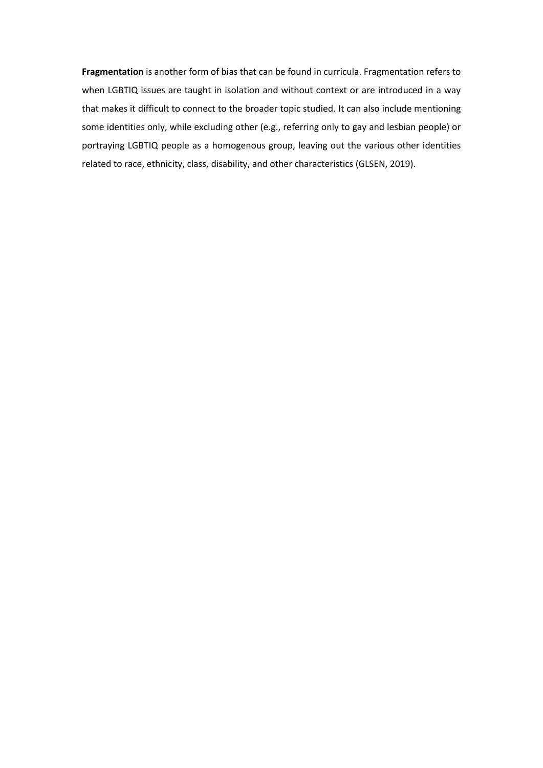**Fragmentation** is another form of bias that can be found in curricula. Fragmentation refers to when LGBTIQ issues are taught in isolation and without context or are introduced in a way that makes it difficult to connect to the broader topic studied. It can also include mentioning some identities only, while excluding other (e.g., referring only to gay and lesbian people) or portraying LGBTIQ people as a homogenous group, leaving out the various other identities related to race, ethnicity, class, disability, and other characteristics (GLSEN, 2019).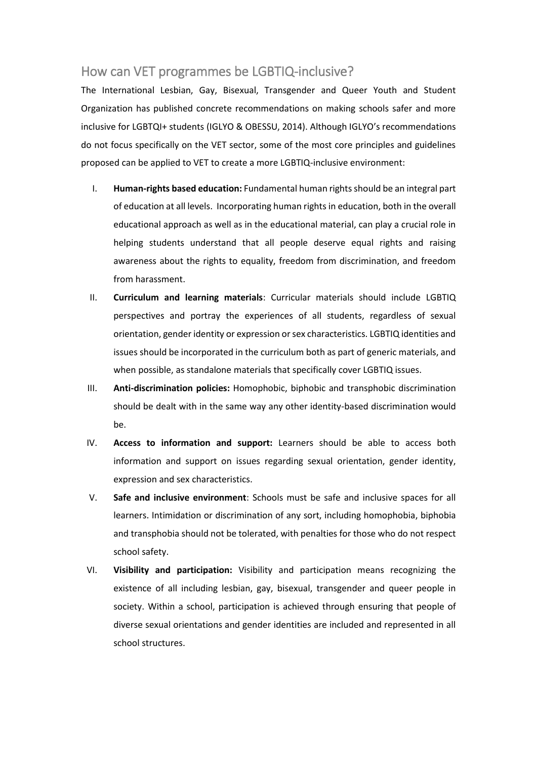## How can VET programmes be LGBTIQ-inclusive?

The International Lesbian, Gay, Bisexual, Transgender and Queer Youth and Student Organization has published concrete recommendations on making schools safer and more inclusive for LGBTQI+ students (IGLYO & OBESSU, 2014). Although IGLYO's recommendations do not focus specifically on the VET sector, some of the most core principles and guidelines proposed can be applied to VET to create a more LGBTIQ-inclusive environment:

I. **Human-rights based education:** Fundamental human rights should be an integral part of education at all levels. Incorporating human rights in education, both in the overall educational approach as well as in the educational material, can play a crucial role in helping students understand that all people deserve equal rights and raising awareness about the rights to equality, freedom from discrimination, and freedom from harassment.

II. **Curriculum and learning materials**: Curricular materials should include LGBTIQ perspectives and portray the experiences of all students, regardless of sexual orientation, gender identity or expression or sex characteristics. LGBTIQ identities and issues should be incorporated in the curriculum both as part of generic materials, and when possible, as standalone materials that specifically cover LGBTIQ issues.

III. **Anti-discrimination policies:** Homophobic, biphobic and transphobic discrimination should be dealt with in the same way any other identity-based discrimination would be.

IV. **Access to information and support:** Learners should be able to access both information and support on issues regarding sexual orientation, gender identity, expression and sex characteristics.

V. **Safe and inclusive environment**: Schools must be safe and inclusive spaces for all learners. Intimidation or discrimination of any sort, including homophobia, biphobia and transphobia should not be tolerated, with penalties for those who do not respect school safety.

VI. **Visibility and participation:** Visibility and participation means recognizing the existence of all including lesbian, gay, bisexual, transgender and queer people in society. Within a school, participation is achieved through ensuring that people of diverse sexual orientations and gender identities are included and represented in all school structures.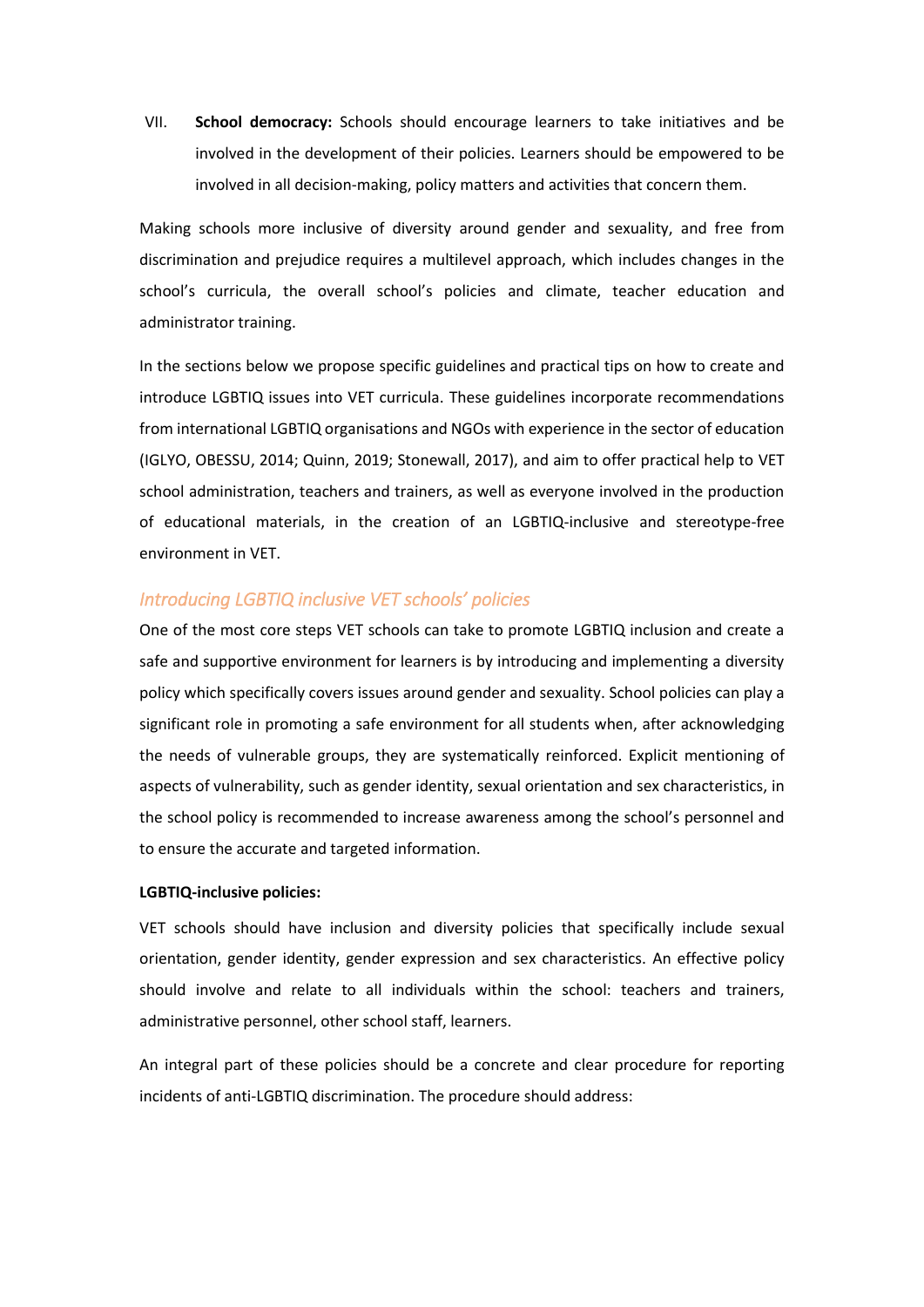VII. **School democracy:** Schools should encourage learners to take initiatives and be involved in the development of their policies. Learners should be empowered to be involved in all decision-making, policy matters and activities that concern them.

Making schools more inclusive of diversity around gender and sexuality, and free from discrimination and prejudice requires a multilevel approach, which includes changes in the school's curricula, the overall school's policies and climate, teacher education and administrator training.

In the sections below we propose specific guidelines and practical tips on how to create and introduce LGBTIQ issues into VET curricula. These guidelines incorporate recommendations from international LGBTIQ organisations and NGOs with experience in the sector of education (IGLYO, OBESSU, 2014; Quinn, 2019; Stonewall, 2017), and aim to offer practical help to VET school administration, teachers and trainers, as well as everyone involved in the production of educational materials, in the creation of an LGBTIQ-inclusive and stereotype-free environment in VET.

## *Introducing LGBTIQ inclusive VET schools' policies*

One of the most core steps VET schools can take to promote LGBTIQ inclusion and create a safe and supportive environment for learners is by introducing and implementing a diversity policy which specifically covers issues around gender and sexuality. School policies can play a significant role in promoting a safe environment for all students when, after acknowledging the needs of vulnerable groups, they are systematically reinforced. Explicit mentioning of aspects of vulnerability, such as gender identity, sexual orientation and sex characteristics, in the school policy is recommended to increase awareness among the school's personnel and to ensure the accurate and targeted information.

**LGBTIQ-inclusive policies:**

VET schools should have inclusion and diversity policies that specifically include sexual orientation, gender identity, gender expression and sex characteristics. An effective policy should involve and relate to all individuals within the school: teachers and trainers, administrative personnel, other school staff, learners.

An integral part of these policies should be a concrete and clear procedure for reporting incidents of anti-LGBTIQ discrimination. The procedure should address: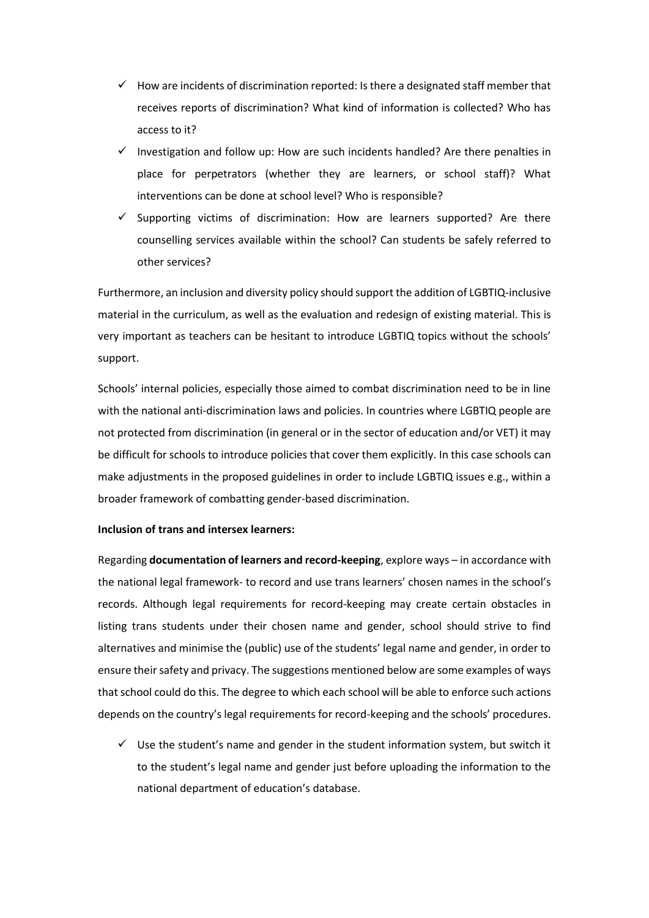- ✓ How are incidents of discrimination reported: Is there a designated staff member that receives reports of discrimination? What kind of information is collected? Who has access to it?
- ✓ Investigation and follow up: How are such incidents handled? Are there penalties in place for perpetrators (whether they are learners, or school staff)? What interventions can be done at school level? Who is responsible?
- ✓ Supporting victims of discrimination: How are learners supported? Are there counselling services available within the school? Can students be safely referred to other services?

Furthermore, an inclusion and diversity policy should support the addition of LGBTIQ-inclusive material in the curriculum, as well as the evaluation and redesign of existing material. This is very important as teachers can be hesitant to introduce LGBTIQ topics without the schools' support.

Schools' internal policies, especially those aimed to combat discrimination need to be in line with the national anti-discrimination laws and policies. In countries where LGBTIQ people are not protected from discrimination (in general or in the sector of education and/or VET) it may be difficult for schools to introduce policies that cover them explicitly. In this case schools can make adjustments in the proposed guidelines in order to include LGBTIQ issues e.g., within a broader framework of combatting gender-based discrimination.

**Inclusion of trans and intersex learners:**

Regarding **documentation of learners and record-keeping**, explore ways – in accordance with the national legal framework- to record and use trans learners' chosen names in the school's records. Although legal requirements for record-keeping may create certain obstacles in listing trans students under their chosen name and gender, school should strive to find alternatives and minimise the (public) use of the students' legal name and gender, in order to ensure their safety and privacy. The suggestions mentioned below are some examples of ways that school could do this. The degree to which each school will be able to enforce such actions depends on the country's legal requirements for record-keeping and the schools' procedures.

- ✓ Use the student's name and gender in the student information system, but switch it to the student's legal name and gender just before uploading the information to the national department of education's database.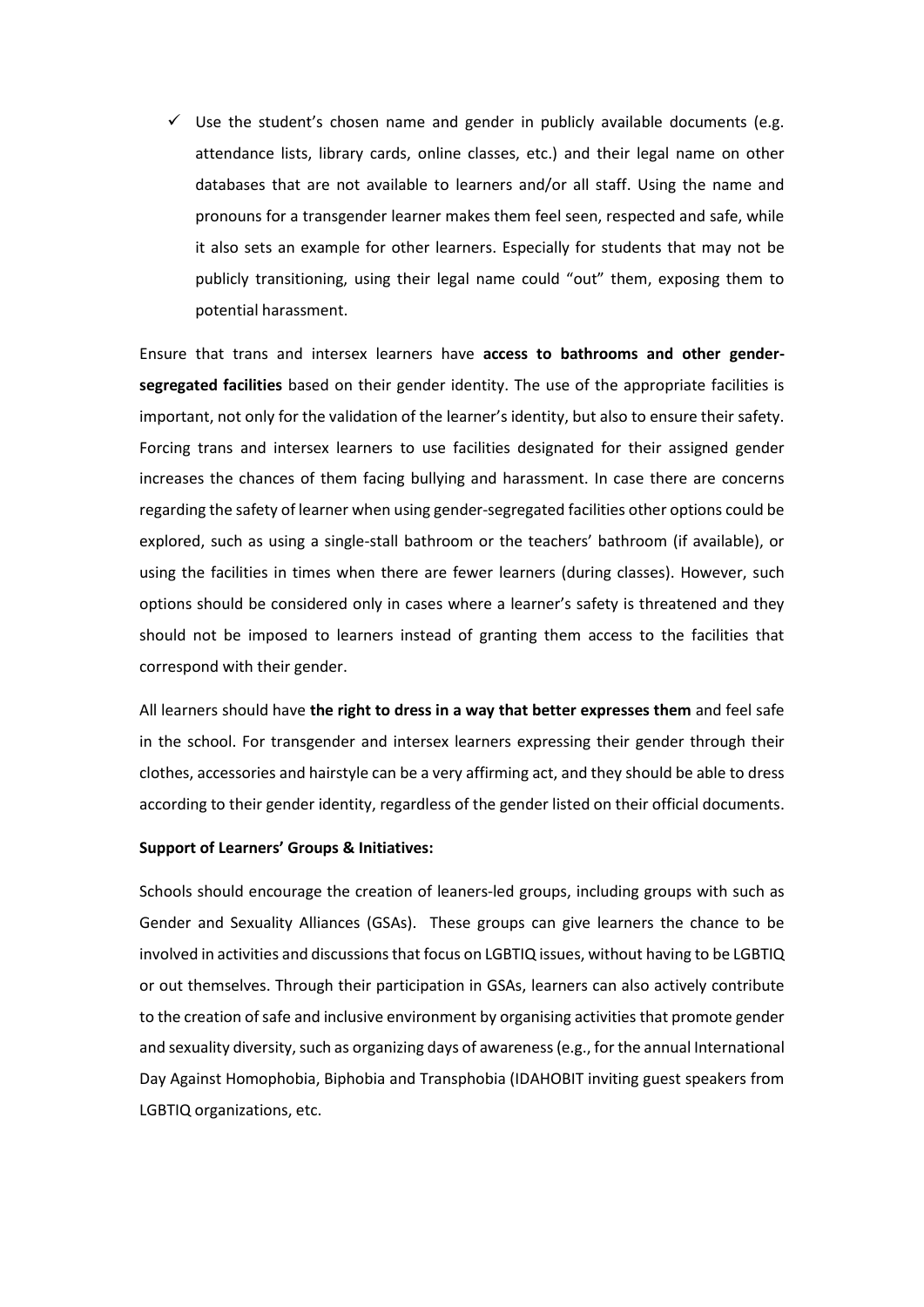- ✓ Use the student's chosen name and gender in publicly available documents (e.g. attendance lists, library cards, online classes, etc.) and their legal name on other databases that are not available to learners and/or all staff. Using the name and pronouns for a transgender learner makes them feel seen, respected and safe, while it also sets an example for other learners. Especially for students that may not be publicly transitioning, using their legal name could "out" them, exposing them to potential harassment.

Ensure that trans and intersex learners have **access to bathrooms and other gender-segregated facilities** based on their gender identity. The use of the appropriate facilities is important, not only for the validation of the learner's identity, but also to ensure their safety. Forcing trans and intersex learners to use facilities designated for their assigned gender increases the chances of them facing bullying and harassment. In case there are concerns regarding the safety of learner when using gender-segregated facilities other options could be explored, such as using a single-stall bathroom or the teachers' bathroom (if available), or using the facilities in times when there are fewer learners (during classes). However, such options should be considered only in cases where a learner's safety is threatened and they should not be imposed to learners instead of granting them access to the facilities that correspond with their gender.

All learners should have **the right to dress in a way that better expresses them** and feel safe in the school. For transgender and intersex learners expressing their gender through their clothes, accessories and hairstyle can be a very affirming act, and they should be able to dress according to their gender identity, regardless of the gender listed on their official documents.

**Support of Learners' Groups & Initiatives:**

Schools should encourage the creation of leaners-led groups, including groups with such as Gender and Sexuality Alliances (GSAs). These groups can give learners the chance to be involved in activities and discussions that focus on LGBTIQ issues, without having to be LGBTIQ or out themselves. Through their participation in GSAs, learners can also actively contribute to the creation of safe and inclusive environment by organising activities that promote gender and sexuality diversity, such as organizing days of awareness (e.g., for the annual International Day Against Homophobia, Biphobia and Transphobia (IDAHOBIT inviting guest speakers from LGBTIQ organizations, etc.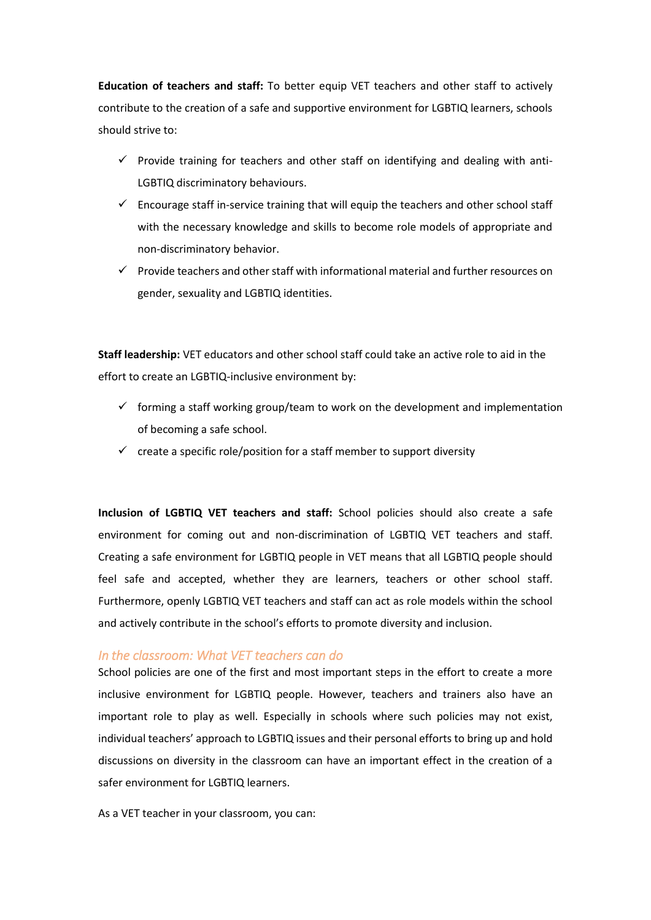**Education of teachers and staff:** To better equip VET teachers and other staff to actively contribute to the creation of a safe and supportive environment for LGBTIQ learners, schools should strive to:

- ✓ Provide training for teachers and other staff on identifying and dealing with anti-LGBTIQ discriminatory behaviours.
- ✓ Encourage staff in-service training that will equip the teachers and other school staff with the necessary knowledge and skills to become role models of appropriate and non-discriminatory behavior.
- ✓ Provide teachers and other staff with informational material and further resources on gender, sexuality and LGBTIQ identities.

**Staff leadership:** VET educators and other school staff could take an active role to aid in the effort to create an LGBTIQ-inclusive environment by:

- ✓ forming a staff working group/team to work on the development and implementation of becoming a safe school.
- ✓ create a specific role/position for a staff member to support diversity

**Inclusion of LGBTIQ VET teachers and staff:** School policies should also create a safe environment for coming out and non-discrimination of LGBTIQ VET teachers and staff. Creating a safe environment for LGBTIQ people in VET means that all LGBTIQ people should feel safe and accepted, whether they are learners, teachers or other school staff. Furthermore, openly LGBTIQ VET teachers and staff can act as role models within the school and actively contribute in the school's efforts to promote diversity and inclusion.

## *In the classroom: What VET teachers can do*

School policies are one of the first and most important steps in the effort to create a more inclusive environment for LGBTIQ people. However, teachers and trainers also have an important role to play as well. Especially in schools where such policies may not exist, individual teachers' approach to LGBTIQ issues and their personal efforts to bring up and hold discussions on diversity in the classroom can have an important effect in the creation of a safer environment for LGBTIQ learners.

As a VET teacher in your classroom, you can: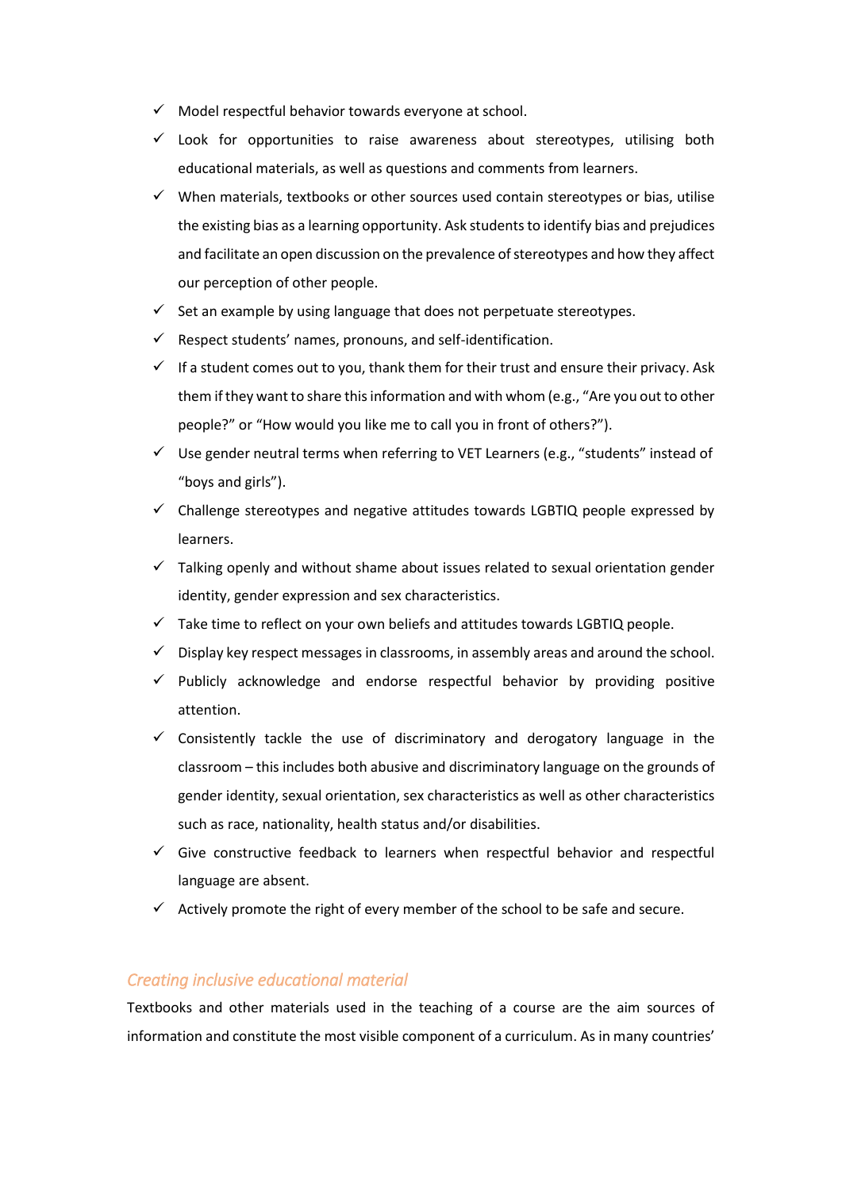- ✓ Model respectful behavior towards everyone at school.
- ✓ Look for opportunities to raise awareness about stereotypes, utilising both educational materials, as well as questions and comments from learners.
- ✓ When materials, textbooks or other sources used contain stereotypes or bias, utilise the existing bias as a learning opportunity. Ask students to identify bias and prejudices and facilitate an open discussion on the prevalence of stereotypes and how they affect our perception of other people.
- ✓ Set an example by using language that does not perpetuate stereotypes.
- ✓ Respect students' names, pronouns, and self-identification.
- ✓ If a student comes out to you, thank them for their trust and ensure their privacy. Ask them if they want to share this information and with whom (e.g., "Are you out to other people?" or "How would you like me to call you in front of others?").
- ✓ Use gender neutral terms when referring to VET Learners (e.g., "students" instead of "boys and girls").
- ✓ Challenge stereotypes and negative attitudes towards LGBTIQ people expressed by learners.
- ✓ Talking openly and without shame about issues related to sexual orientation gender identity, gender expression and sex characteristics.
- ✓ Take time to reflect on your own beliefs and attitudes towards LGBTIQ people.
- ✓ Display key respect messages in classrooms, in assembly areas and around the school.
- ✓ Publicly acknowledge and endorse respectful behavior by providing positive attention.
- ✓ Consistently tackle the use of discriminatory and derogatory language in the classroom – this includes both abusive and discriminatory language on the grounds of gender identity, sexual orientation, sex characteristics as well as other characteristics such as race, nationality, health status and/or disabilities.
- ✓ Give constructive feedback to learners when respectful behavior and respectful language are absent.
- ✓ Actively promote the right of every member of the school to be safe and secure.

### *Creating inclusive educational material*

Textbooks and other materials used in the teaching of a course are the aim sources of information and constitute the most visible component of a curriculum. As in many countries'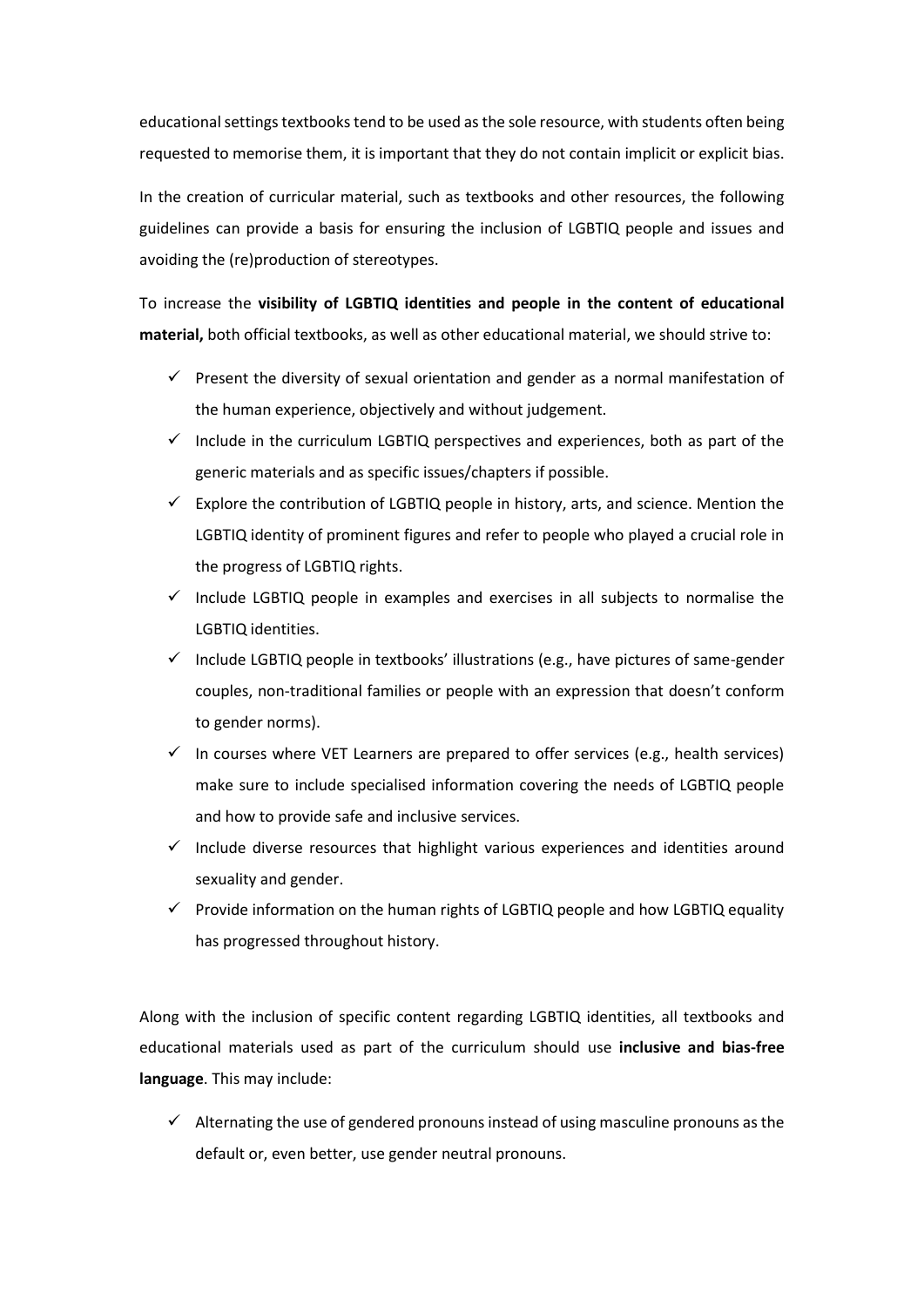educational settings textbooks tend to be used as the sole resource, with students often being requested to memorise them, it is important that they do not contain implicit or explicit bias.

In the creation of curricular material, such as textbooks and other resources, the following guidelines can provide a basis for ensuring the inclusion of LGBTIQ people and issues and avoiding the (re)production of stereotypes.

To increase the **visibility of LGBTIQ identities and people in the content of educational material,** both official textbooks, as well as other educational material, we should strive to:

- ✓ Present the diversity of sexual orientation and gender as a normal manifestation of the human experience, objectively and without judgement.
- ✓ Include in the curriculum LGBTIQ perspectives and experiences, both as part of the generic materials and as specific issues/chapters if possible.
- ✓ Explore the contribution of LGBTIQ people in history, arts, and science. Mention the LGBTIQ identity of prominent figures and refer to people who played a crucial role in the progress of LGBTIQ rights.
- ✓ Include LGBTIQ people in examples and exercises in all subjects to normalise the LGBTIQ identities.
- ✓ Include LGBTIQ people in textbooks' illustrations (e.g., have pictures of same-gender couples, non-traditional families or people with an expression that doesn't conform to gender norms).
- ✓ In courses where VET Learners are prepared to offer services (e.g., health services) make sure to include specialised information covering the needs of LGBTIQ people and how to provide safe and inclusive services.
- ✓ Include diverse resources that highlight various experiences and identities around sexuality and gender.
- ✓ Provide information on the human rights of LGBTIQ people and how LGBTIQ equality has progressed throughout history.

Along with the inclusion of specific content regarding LGBTIQ identities, all textbooks and educational materials used as part of the curriculum should use **inclusive and bias-free language**. This may include:

- ✓ Alternating the use of gendered pronouns instead of using masculine pronouns as the default or, even better, use gender neutral pronouns.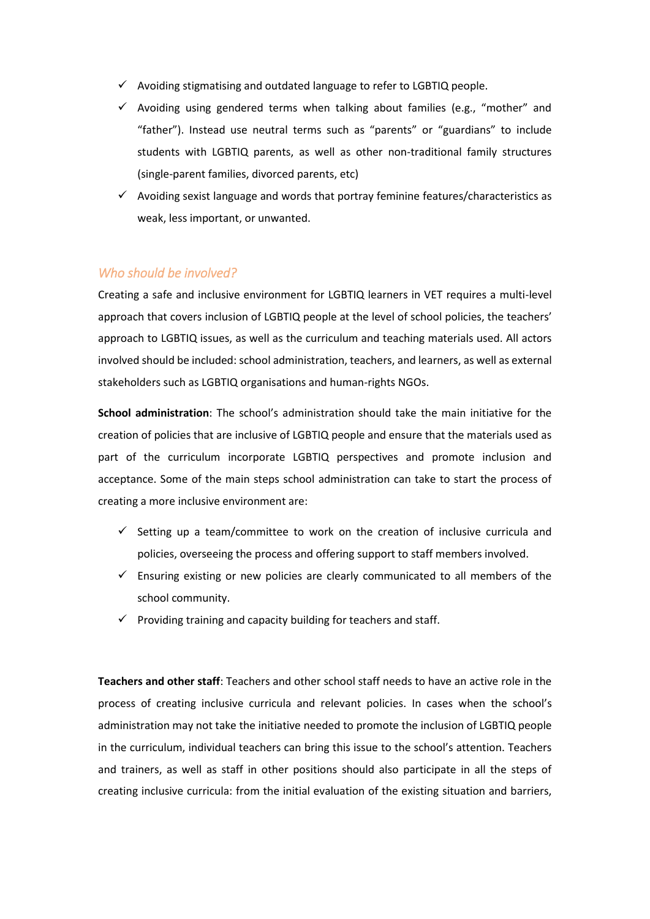- ✓ Avoiding stigmatising and outdated language to refer to LGBTIQ people.
- ✓ Avoiding using gendered terms when talking about families (e.g., "mother" and "father"). Instead use neutral terms such as "parents" or "guardians" to include students with LGBTIQ parents, as well as other non-traditional family structures (single-parent families, divorced parents, etc)
- ✓ Avoiding sexist language and words that portray feminine features/characteristics as weak, less important, or unwanted.

### *Who should be involved?*

Creating a safe and inclusive environment for LGBTIQ learners in VET requires a multi-level approach that covers inclusion of LGBTIQ people at the level of school policies, the teachers' approach to LGBTIQ issues, as well as the curriculum and teaching materials used. All actors involved should be included: school administration, teachers, and learners, as well as external stakeholders such as LGBTIQ organisations and human-rights NGOs.

**School administration**: The school's administration should take the main initiative for the creation of policies that are inclusive of LGBTIQ people and ensure that the materials used as part of the curriculum incorporate LGBTIQ perspectives and promote inclusion and acceptance. Some of the main steps school administration can take to start the process of creating a more inclusive environment are:

- ✓ Setting up a team/committee to work on the creation of inclusive curricula and policies, overseeing the process and offering support to staff members involved.
- ✓ Ensuring existing or new policies are clearly communicated to all members of the school community.
- ✓ Providing training and capacity building for teachers and staff.

**Teachers and other staff**: Teachers and other school staff needs to have an active role in the process of creating inclusive curricula and relevant policies. In cases when the school's administration may not take the initiative needed to promote the inclusion of LGBTIQ people in the curriculum, individual teachers can bring this issue to the school's attention. Teachers and trainers, as well as staff in other positions should also participate in all the steps of creating inclusive curricula: from the initial evaluation of the existing situation and barriers,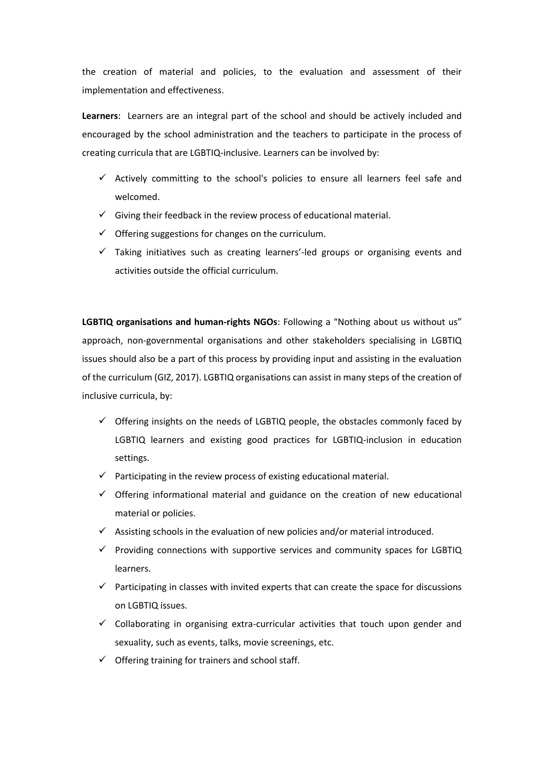the creation of material and policies, to the evaluation and assessment of their implementation and effectiveness.

**Learners**: Learners are an integral part of the school and should be actively included and encouraged by the school administration and the teachers to participate in the process of creating curricula that are LGBTIQ-inclusive. Learners can be involved by:

- ✓ Actively committing to the school's policies to ensure all learners feel safe and welcomed.
- ✓ Giving their feedback in the review process of educational material.
- ✓ Offering suggestions for changes on the curriculum.
- ✓ Taking initiatives such as creating learners'-led groups or organising events and activities outside the official curriculum.

**LGBTIQ organisations and human-rights NGOs**: Following a "Nothing about us without us" approach, non-governmental organisations and other stakeholders specialising in LGBTIQ issues should also be a part of this process by providing input and assisting in the evaluation of the curriculum (GIZ, 2017). LGBTIQ organisations can assist in many steps of the creation of inclusive curricula, by:

- ✓ Offering insights on the needs of LGBTIQ people, the obstacles commonly faced by LGBTIQ learners and existing good practices for LGBTIQ-inclusion in education settings.
- ✓ Participating in the review process of existing educational material.
- ✓ Offering informational material and guidance on the creation of new educational material or policies.
- ✓ Assisting schools in the evaluation of new policies and/or material introduced.
- ✓ Providing connections with supportive services and community spaces for LGBTIQ learners.
- ✓ Participating in classes with invited experts that can create the space for discussions on LGBTIQ issues.
- ✓ Collaborating in organising extra-curricular activities that touch upon gender and sexuality, such as events, talks, movie screenings, etc.
- ✓ Offering training for trainers and school staff.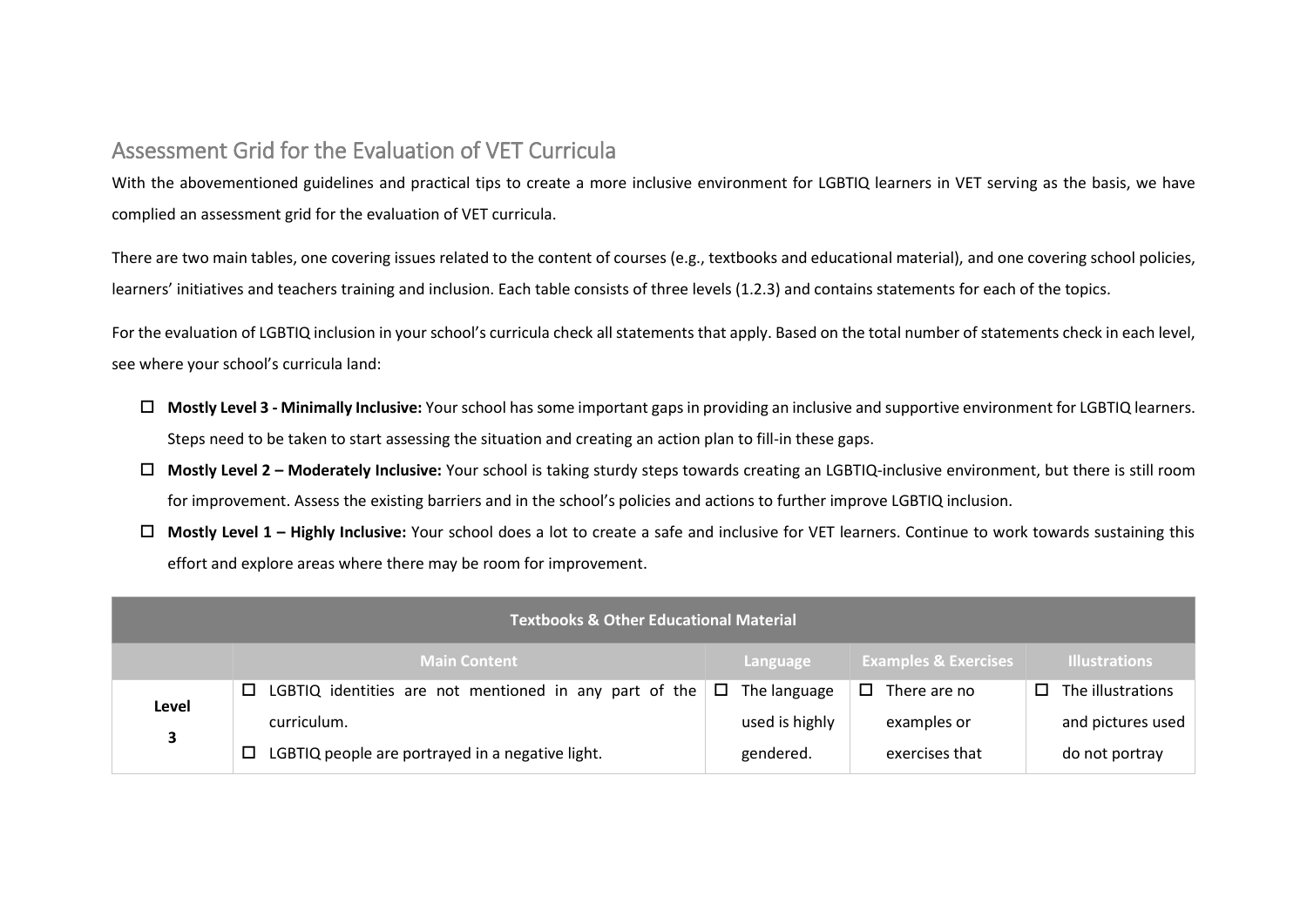## Assessment Grid for the Evaluation of VET Curricula

With the abovementioned guidelines and practical tips to create a more inclusive environment for LGBTIQ learners in VET serving as the basis, we have complied an assessment grid for the evaluation of VET curricula.

There are two main tables, one covering issues related to the content of courses (e.g., textbooks and educational material), and one covering school policies, learners' initiatives and teachers training and inclusion. Each table consists of three levels (1.2.3) and contains statements for each of the topics.

For the evaluation of LGBTIQ inclusion in your school's curricula check all statements that apply. Based on the total number of statements check in each level, see where your school's curricula land:

- ☐ **Mostly Level 3 - Minimally Inclusive:** Your school has some important gaps in providing an inclusive and supportive environment for LGBTIQ learners. Steps need to be taken to start assessing the situation and creating an action plan to fill-in these gaps.
- ☐ **Mostly Level 2 – Moderately Inclusive:** Your school is taking sturdy steps towards creating an LGBTIQ-inclusive environment, but there is still room for improvement. Assess the existing barriers and in the school's policies and actions to further improve LGBTIQ inclusion.
- ☐ **Mostly Level 1 – Highly Inclusive:** Your school does a lot to create a safe and inclusive for VET learners. Continue to work towards sustaining this effort and explore areas where there may be room for improvement.

| Textbooks & Other Educational Material | | | | |
|---|---|---|---|---|
| | Main Content | Language | Examples & Exercises | Illustrations |
| **Level 3** | ☐ LGBTIQ identities are not mentioned in any part of the curriculum.<br>☐ LGBTIQ people are portrayed in a negative light. | ☐ The language used is highly gendered. | ☐ There are no examples or exercises that | ☐ The illustrations and pictures used do not portray |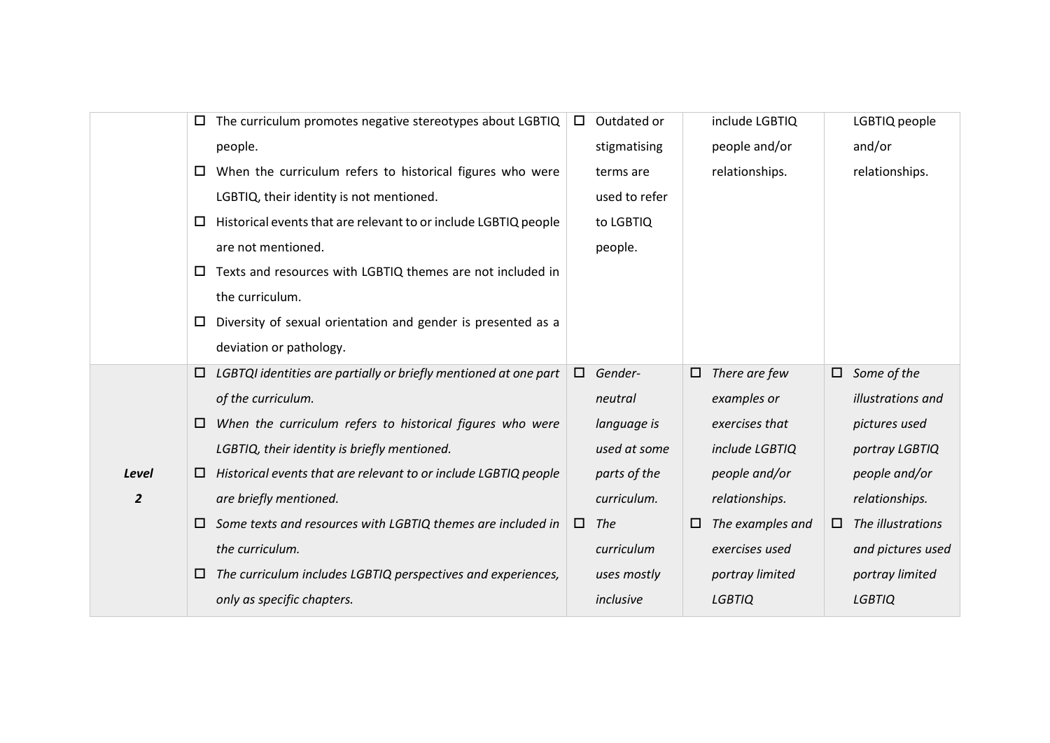| | | | | |
|---|---|---|---|---|
| | ☐ The curriculum promotes negative stereotypes about LGBTIQ people.<br>☐ When the curriculum refers to historical figures who were LGBTIQ, their identity is not mentioned.<br>☐ Historical events that are relevant to or include LGBTIQ people are not mentioned.<br>☐ Texts and resources with LGBTIQ themes are not included in the curriculum.<br>☐ Diversity of sexual orientation and gender is presented as a deviation or pathology. | ☐ Outdated or stigmatising terms are used to refer to LGBTIQ people. | include LGBTIQ people and/or relationships. | LGBTIQ people and/or relationships. |
| ***Level 2*** | ☐ *LGBTQI identities are partially or briefly mentioned at one part of the curriculum.*<br>☐ *When the curriculum refers to historical figures who were LGBTIQ, their identity is briefly mentioned.*<br>☐ *Historical events that are relevant to or include LGBTIQ people are briefly mentioned.*<br>☐ *Some texts and resources with LGBTIQ themes are included in the curriculum.*<br>☐ *The curriculum includes LGBTIQ perspectives and experiences, only as specific chapters.* | ☐ *Gender-neutral language is used at some parts of the curriculum.*<br>☐ *The curriculum uses mostly inclusive* | ☐ *There are few examples or exercises that include LGBTIQ people and/or relationships.*<br>☐ *The examples and exercises used portray limited LGBTIQ* | ☐ *Some of the illustrations and pictures used portray LGBTIQ people and/or relationships.*<br>☐ *The illustrations and pictures used portray limited LGBTIQ* |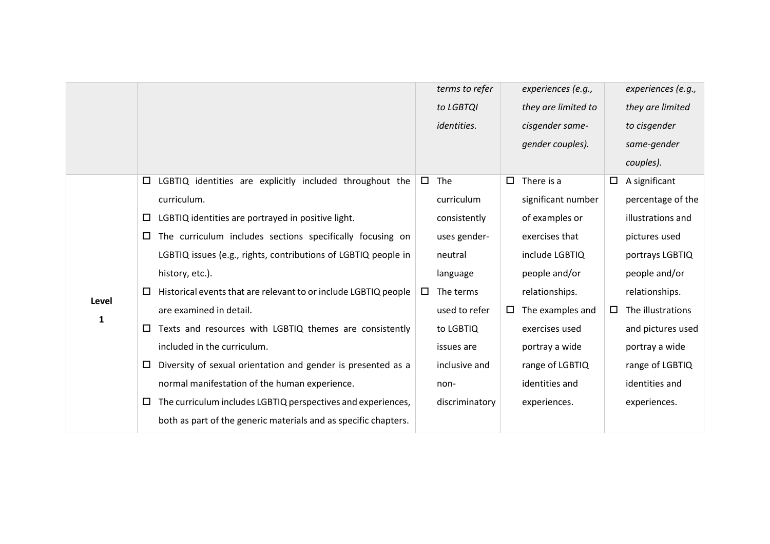| | | | | |
|---|---|---|---|---|
| | | *terms to refer to LGBTQI identities.* | *experiences (e.g., they are limited to cisgender same-gender couples).* | *experiences (e.g., they are limited to cisgender same-gender couples).* |
| **Level 1** | ☐ LGBTIQ identities are explicitly included throughout the curriculum. ☐ LGBTIQ identities are portrayed in positive light. ☐ The curriculum includes sections specifically focusing on LGBTIQ issues (e.g., rights, contributions of LGBTIQ people in history, etc.). ☐ Historical events that are relevant to or include LGBTIQ people are examined in detail. ☐ Texts and resources with LGBTIQ themes are consistently included in the curriculum. ☐ Diversity of sexual orientation and gender is presented as a normal manifestation of the human experience. ☐ The curriculum includes LGBTIQ perspectives and experiences, both as part of the generic materials and as specific chapters. | ☐ The curriculum consistently uses gender-neutral language ☐ The terms used to refer to LGBTIQ issues are inclusive and non-discriminatory | ☐ There is a significant number of examples or exercises that include LGBTIQ people and/or relationships. ☐ The examples and exercises used portray a wide range of LGBTIQ identities and experiences. | ☐ A significant percentage of the illustrations and pictures used portrays LGBTIQ people and/or relationships. ☐ The illustrations and pictures used portray a wide range of LGBTIQ identities and experiences. |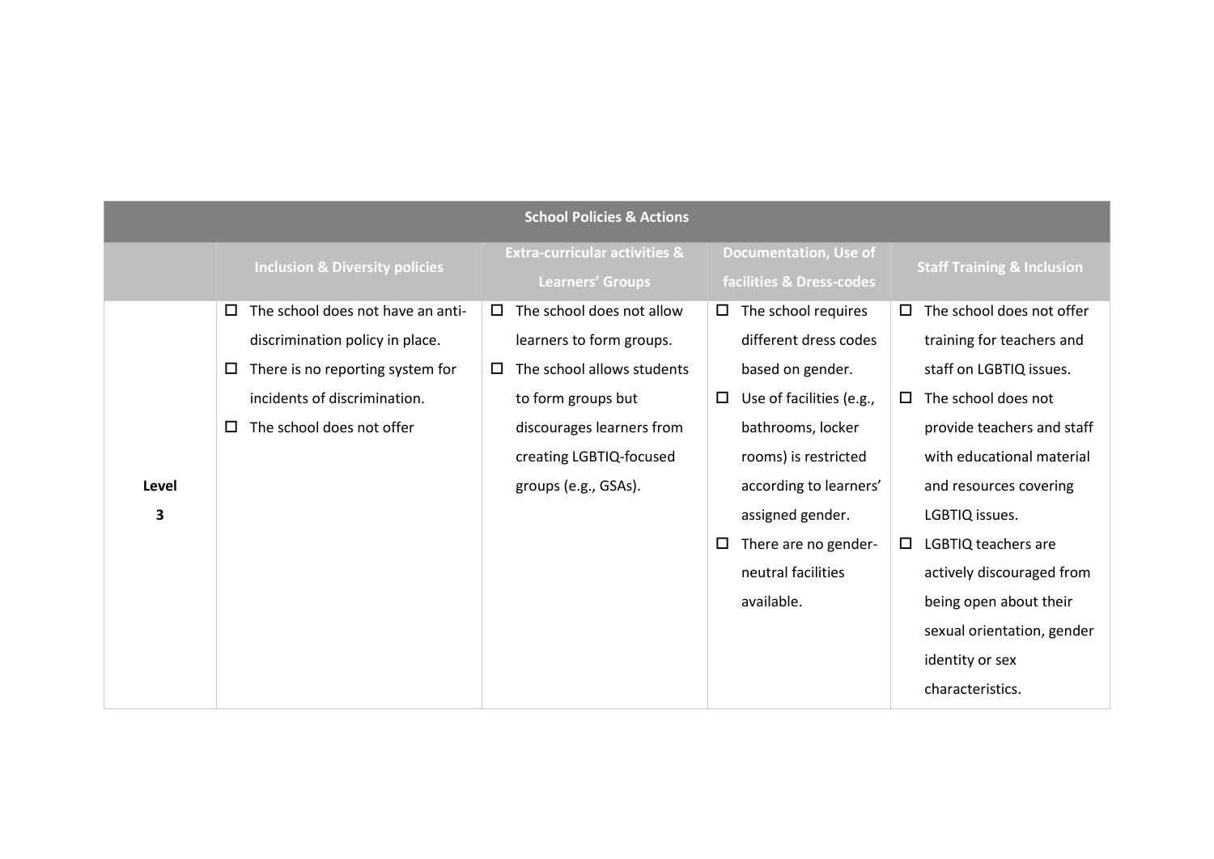| School Policies & Actions | | | | |
|---|---|---|---|---|
| | Inclusion & Diversity policies | Extra-curricular activities & Learners' Groups | Documentation, Use of facilities & Dress-codes | Staff Training & Inclusion |
| **Level 3** | ☐ The school does not have an anti-discrimination policy in place.<br>☐ There is no reporting system for incidents of discrimination.<br>☐ The school does not offer | ☐ The school does not allow learners to form groups.<br>☐ The school allows students to form groups but discourages learners from creating LGBTIQ-focused groups (e.g., GSAs). | ☐ The school requires different dress codes based on gender.<br>☐ Use of facilities (e.g., bathrooms, locker rooms) is restricted according to learners' assigned gender.<br>☐ There are no gender-neutral facilities available. | ☐ The school does not offer training for teachers and staff on LGBTIQ issues.<br>☐ The school does not provide teachers and staff with educational material and resources covering LGBTIQ issues.<br>☐ LGBTIQ teachers are actively discouraged from being open about their sexual orientation, gender identity or sex characteristics. |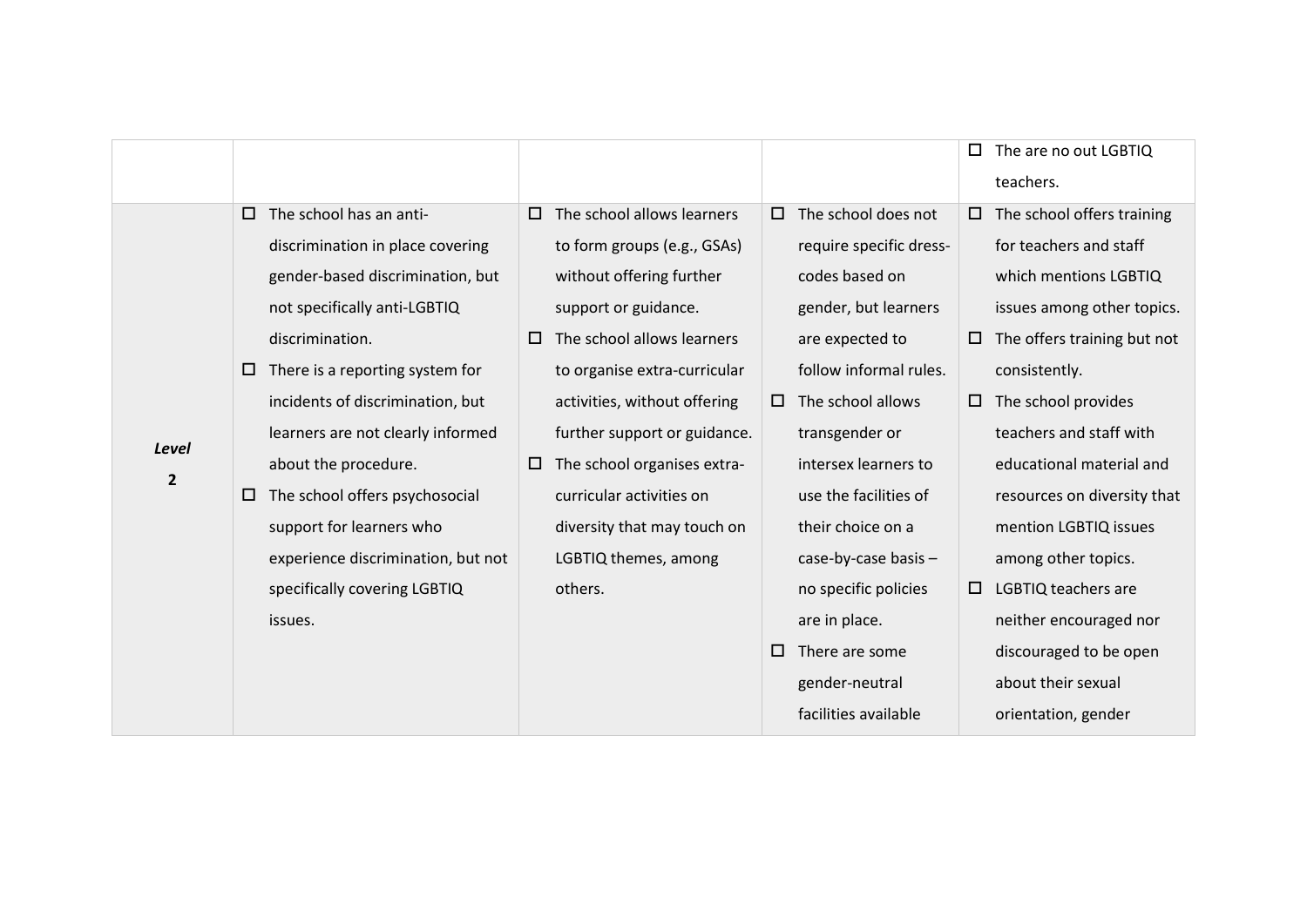| | | | | |
|---|---|---|---|---|
| | | | | ☐ The are no out LGBTIQ teachers. |
| ***Level* 2** | ☐ The school has an anti-discrimination in place covering gender-based discrimination, but not specifically anti-LGBTIQ discrimination.<br>☐ There is a reporting system for incidents of discrimination, but learners are not clearly informed about the procedure.<br>☐ The school offers psychosocial support for learners who experience discrimination, but not specifically covering LGBTIQ issues. | ☐ The school allows learners to form groups (e.g., GSAs) without offering further support or guidance.<br>☐ The school allows learners to organise extra-curricular activities, without offering further support or guidance.<br>☐ The school organises extra-curricular activities on diversity that may touch on LGBTIQ themes, among others. | ☐ The school does not require specific dress-codes based on gender, but learners are expected to follow informal rules.<br>☐ The school allows transgender or intersex learners to use the facilities of their choice on a case-by-case basis – no specific policies are in place.<br>☐ There are some gender-neutral facilities available | ☐ The school offers training for teachers and staff which mentions LGBTIQ issues among other topics.<br>☐ The offers training but not consistently.<br>☐ The school provides teachers and staff with educational material and resources on diversity that mention LGBTIQ issues among other topics.<br>☐ LGBTIQ teachers are neither encouraged nor discouraged to be open about their sexual orientation, gender |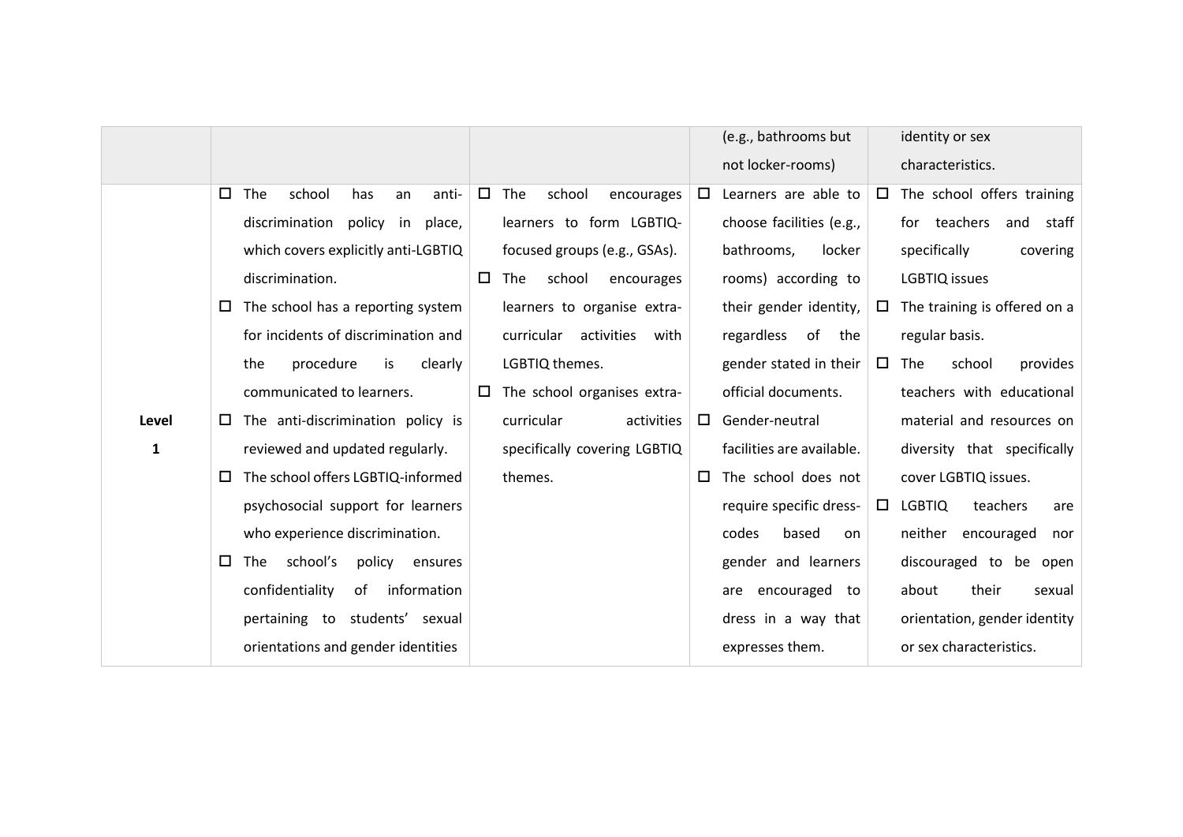| | | | | |
|---|---|---|---|---|
| | | | (e.g., bathrooms but not locker-rooms) | identity or sex characteristics. |
| **Level 1** | ☐ The school has an anti-discrimination policy in place, which covers explicitly anti-LGBTIQ discrimination.<br>☐ The school has a reporting system for incidents of discrimination and the procedure is clearly communicated to learners.<br>☐ The anti-discrimination policy is reviewed and updated regularly.<br>☐ The school offers LGBTIQ-informed psychosocial support for learners who experience discrimination.<br>☐ The school's policy ensures confidentiality of information pertaining to students' sexual orientations and gender identities | ☐ The school encourages learners to form LGBTIQ-focused groups (e.g., GSAs).<br>☐ The school encourages learners to organise extra-curricular activities with LGBTIQ themes.<br>☐ The school organises extra-curricular activities specifically covering LGBTIQ themes. | ☐ Learners are able to choose facilities (e.g., bathrooms, locker rooms) according to their gender identity, regardless of the gender stated in their official documents.<br>☐ Gender-neutral facilities are available.<br>☐ The school does not require specific dress-codes based on gender and learners are encouraged to dress in a way that expresses them. | ☐ The school offers training for teachers and staff specifically covering LGBTIQ issues<br>☐ The training is offered on a regular basis.<br>☐ The school provides teachers with educational material and resources on diversity that specifically cover LGBTIQ issues.<br>☐ LGBTIQ teachers are neither encouraged nor discouraged to be open about their sexual orientation, gender identity or sex characteristics. |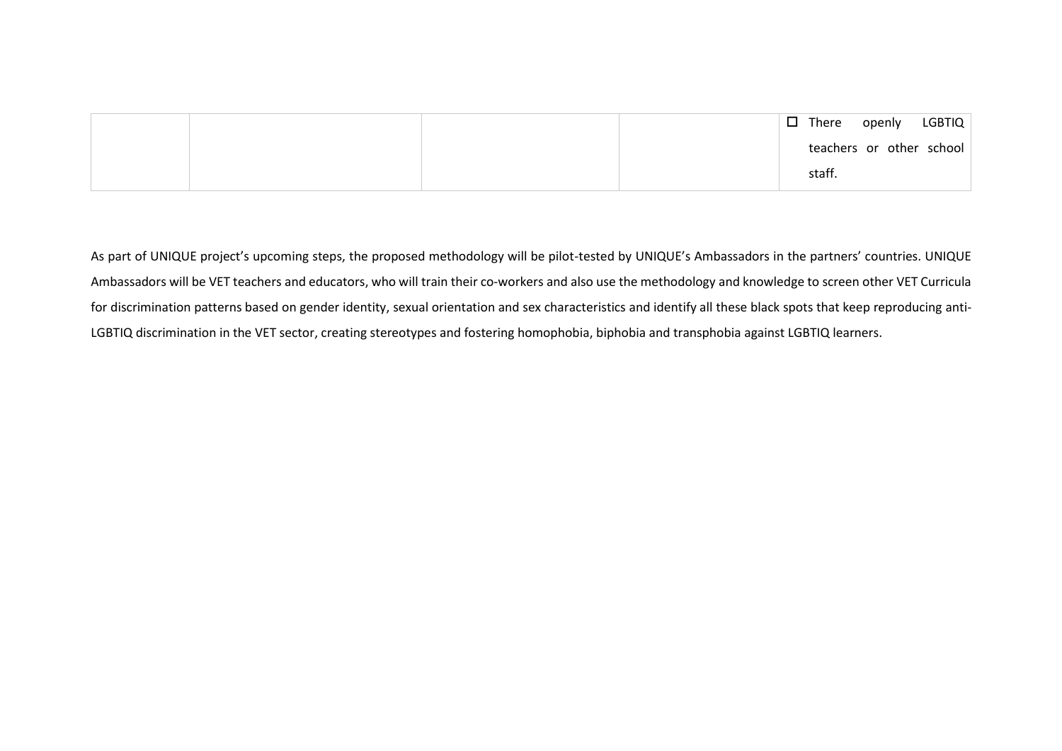| | | | | |
|---|---|---|---|---|
| | | | | ☐ There openly LGBTIQ teachers or other school staff. |

As part of UNIQUE project's upcoming steps, the proposed methodology will be pilot-tested by UNIQUE's Ambassadors in the partners' countries. UNIQUE Ambassadors will be VET teachers and educators, who will train their co-workers and also use the methodology and knowledge to screen other VET Curricula for discrimination patterns based on gender identity, sexual orientation and sex characteristics and identify all these black spots that keep reproducing anti-LGBTIQ discrimination in the VET sector, creating stereotypes and fostering homophobia, biphobia and transphobia against LGBTIQ learners.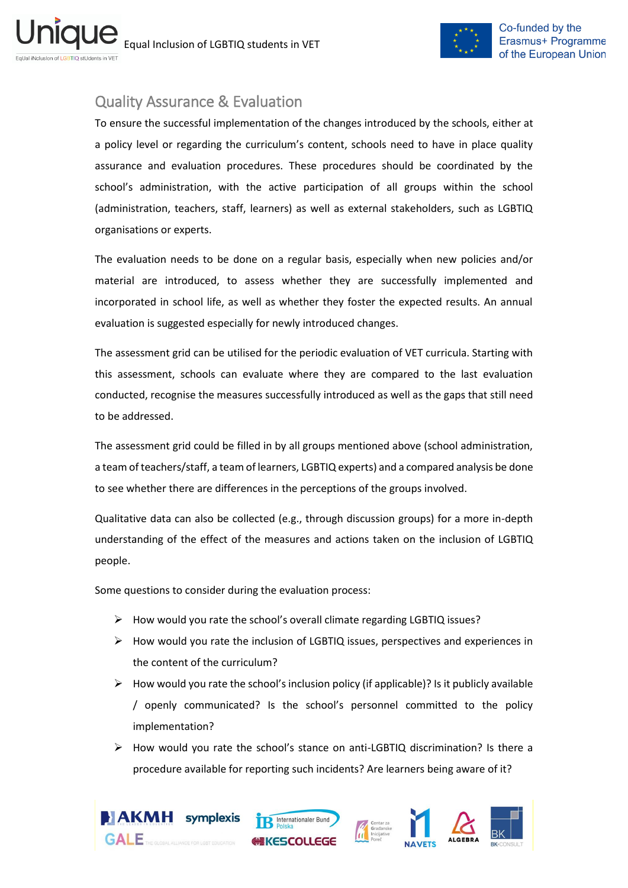## Quality Assurance & Evaluation

To ensure the successful implementation of the changes introduced by the schools, either at a policy level or regarding the curriculum's content, schools need to have in place quality assurance and evaluation procedures. These procedures should be coordinated by the school's administration, with the active participation of all groups within the school (administration, teachers, staff, learners) as well as external stakeholders, such as LGBTIQ organisations or experts.

The evaluation needs to be done on a regular basis, especially when new policies and/or material are introduced, to assess whether they are successfully implemented and incorporated in school life, as well as whether they foster the expected results. An annual evaluation is suggested especially for newly introduced changes.

The assessment grid can be utilised for the periodic evaluation of VET curricula. Starting with this assessment, schools can evaluate where they are compared to the last evaluation conducted, recognise the measures successfully introduced as well as the gaps that still need to be addressed.

The assessment grid could be filled in by all groups mentioned above (school administration, a team of teachers/staff, a team of learners, LGBTIQ experts) and a compared analysis be done to see whether there are differences in the perceptions of the groups involved.

Qualitative data can also be collected (e.g., through discussion groups) for a more in-depth understanding of the effect of the measures and actions taken on the inclusion of LGBTIQ people.

Some questions to consider during the evaluation process:

- How would you rate the school's overall climate regarding LGBTIQ issues?
- How would you rate the inclusion of LGBTIQ issues, perspectives and experiences in the content of the curriculum?
- How would you rate the school's inclusion policy (if applicable)? Is it publicly available / openly communicated? Is the school's personnel committed to the policy implementation?
- How would you rate the school's stance on anti-LGBTIQ discrimination? Is there a procedure available for reporting such incidents? Are learners being aware of it?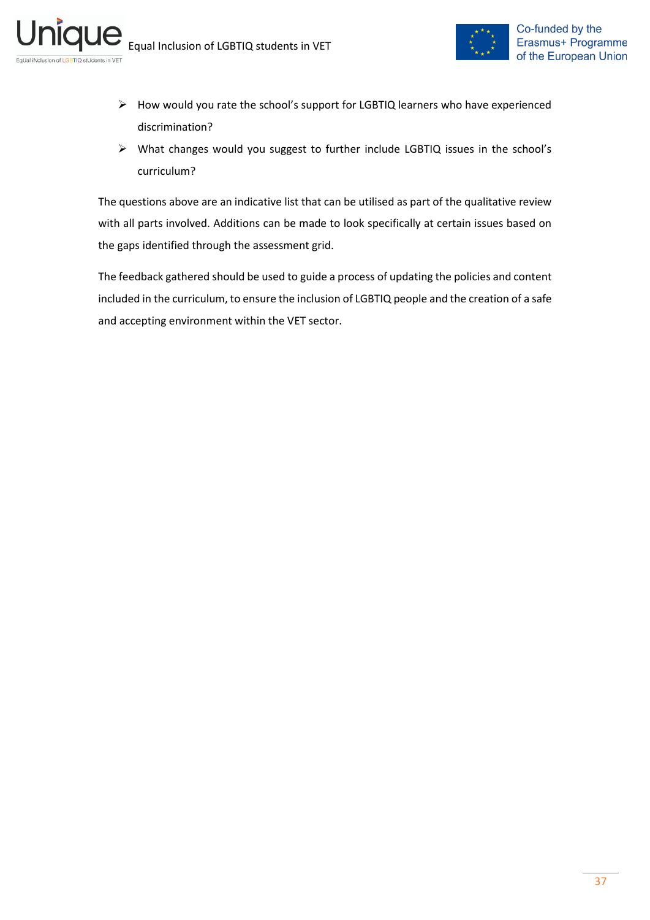- How would you rate the school's support for LGBTIQ learners who have experienced discrimination?
- What changes would you suggest to further include LGBTIQ issues in the school's curriculum?

The questions above are an indicative list that can be utilised as part of the qualitative review with all parts involved. Additions can be made to look specifically at certain issues based on the gaps identified through the assessment grid.

The feedback gathered should be used to guide a process of updating the policies and content included in the curriculum, to ensure the inclusion of LGBTIQ people and the creation of a safe and accepting environment within the VET sector.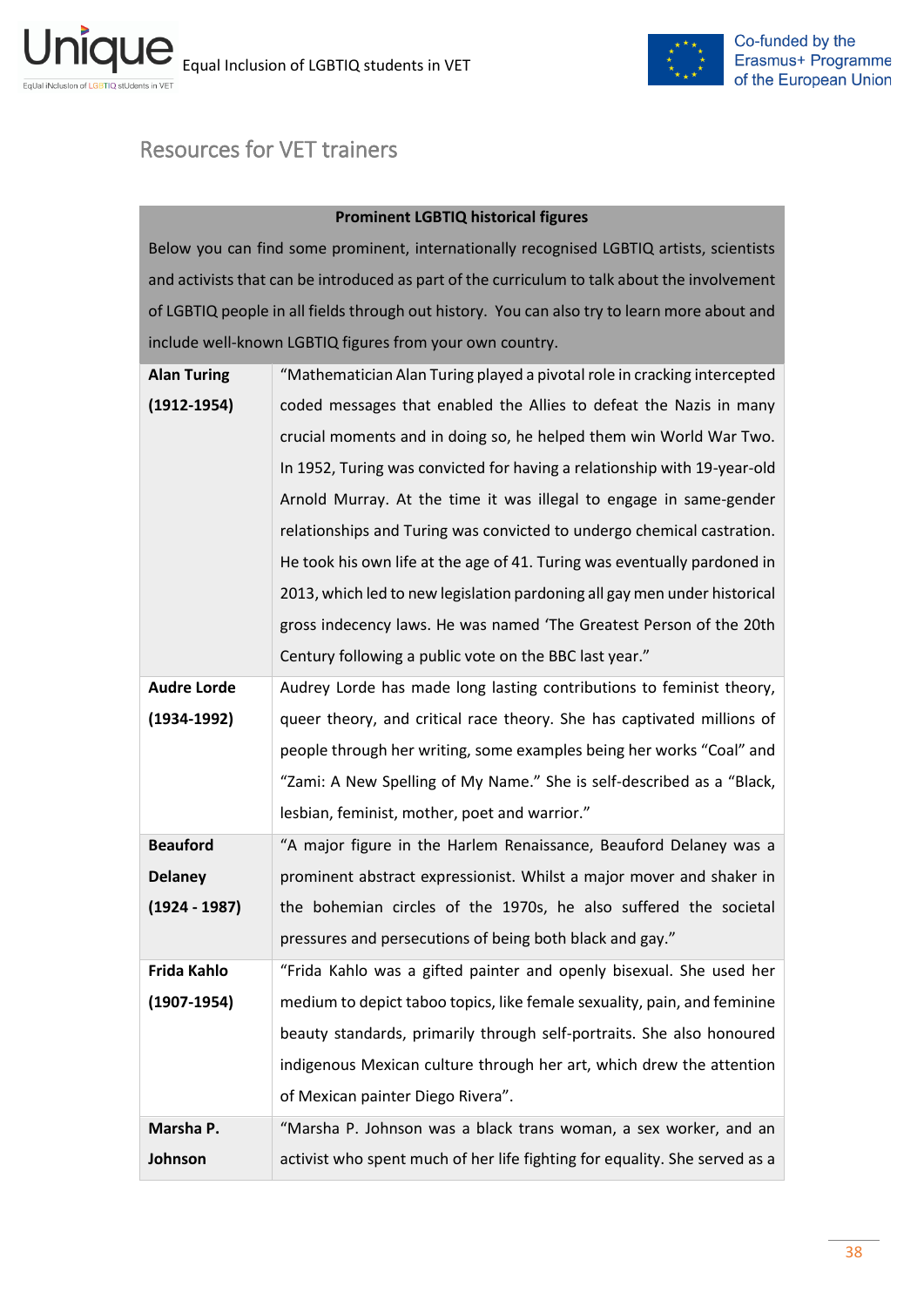## Resources for VET trainers

| **Prominent LGBTIQ historical figures** | |
|---|---|
| Below you can find some prominent, internationally recognised LGBTIQ artists, scientists and activists that can be introduced as part of the curriculum to talk about the involvement of LGBTIQ people in all fields through out history. You can also try to learn more about and include well-known LGBTIQ figures from your own country. | |
| **Alan Turing (1912-1954)** | "Mathematician Alan Turing played a pivotal role in cracking intercepted coded messages that enabled the Allies to defeat the Nazis in many crucial moments and in doing so, he helped them win World War Two. In 1952, Turing was convicted for having a relationship with 19-year-old Arnold Murray. At the time it was illegal to engage in same-gender relationships and Turing was convicted to undergo chemical castration. He took his own life at the age of 41. Turing was eventually pardoned in 2013, which led to new legislation pardoning all gay men under historical gross indecency laws. He was named 'The Greatest Person of the 20th Century following a public vote on the BBC last year." |
| **Audre Lorde (1934-1992)** | Audrey Lorde has made long lasting contributions to feminist theory, queer theory, and critical race theory. She has captivated millions of people through her writing, some examples being her works "Coal" and "Zami: A New Spelling of My Name." She is self-described as a "Black, lesbian, feminist, mother, poet and warrior." |
| **Beauford Delaney (1924 - 1987)** | "A major figure in the Harlem Renaissance, Beauford Delaney was a prominent abstract expressionist. Whilst a major mover and shaker in the bohemian circles of the 1970s, he also suffered the societal pressures and persecutions of being both black and gay." |
| **Frida Kahlo (1907-1954)** | "Frida Kahlo was a gifted painter and openly bisexual. She used her medium to depict taboo topics, like female sexuality, pain, and feminine beauty standards, primarily through self-portraits. She also honoured indigenous Mexican culture through her art, which drew the attention of Mexican painter Diego Rivera". |
| **Marsha P. Johnson** | "Marsha P. Johnson was a black trans woman, a sex worker, and an activist who spent much of her life fighting for equality. She served as a |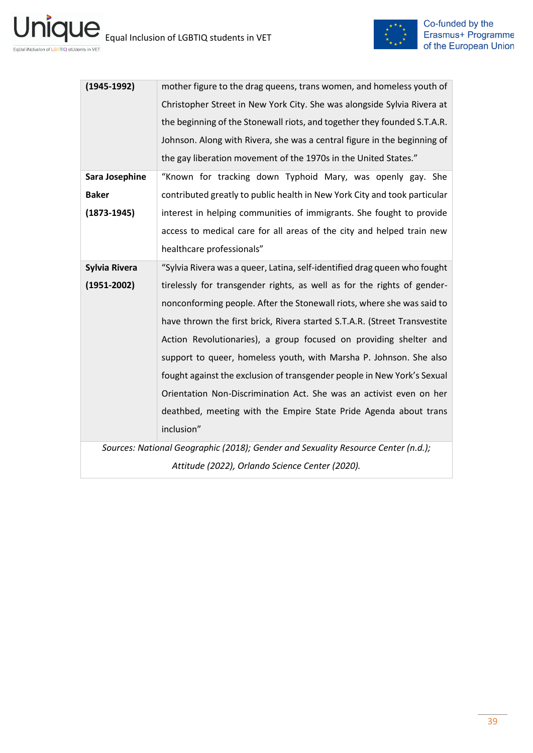| | |
|---|---|
| **(1945-1992)** | mother figure to the drag queens, trans women, and homeless youth of Christopher Street in New York City. She was alongside Sylvia Rivera at the beginning of the Stonewall riots, and together they founded S.T.A.R. Johnson. Along with Rivera, she was a central figure in the beginning of the gay liberation movement of the 1970s in the United States." |
| **Sara Josephine Baker (1873-1945)** | "Known for tracking down Typhoid Mary, was openly gay. She contributed greatly to public health in New York City and took particular interest in helping communities of immigrants. She fought to provide access to medical care for all areas of the city and helped train new healthcare professionals" |
| **Sylvia Rivera (1951-2002)** | "Sylvia Rivera was a queer, Latina, self-identified drag queen who fought tirelessly for transgender rights, as well as for the rights of gender-nonconforming people. After the Stonewall riots, where she was said to have thrown the first brick, Rivera started S.T.A.R. (Street Transvestite Action Revolutionaries), a group focused on providing shelter and support to queer, homeless youth, with Marsha P. Johnson. She also fought against the exclusion of transgender people in New York's Sexual Orientation Non-Discrimination Act. She was an activist even on her deathbed, meeting with the Empire State Pride Agenda about trans inclusion" |

*Sources: National Geographic (2018); Gender and Sexuality Resource Center (n.d.); Attitude (2022), Orlando Science Center (2020).*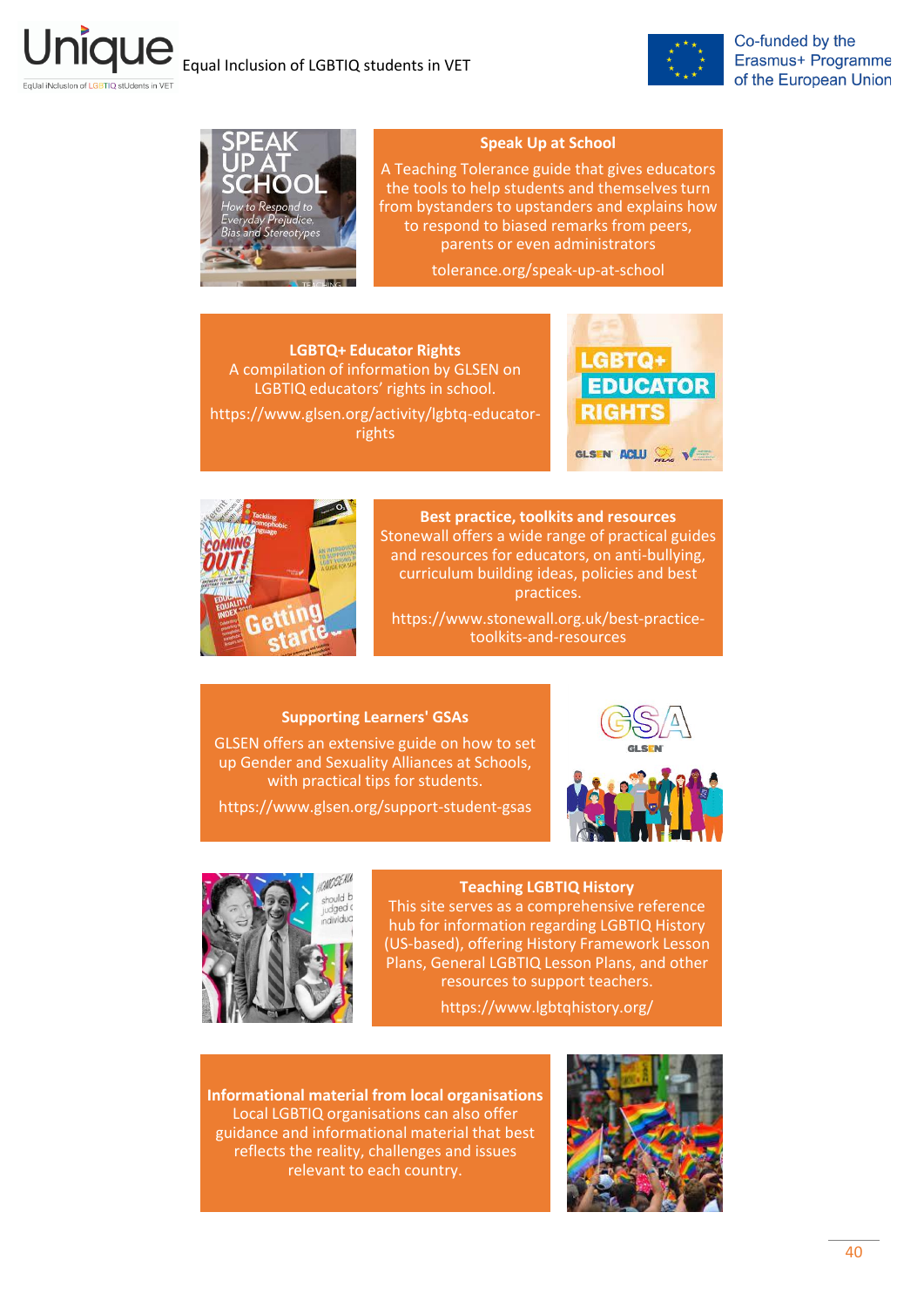**Speak Up at School**

A Teaching Tolerance guide that gives educators the tools to help students and themselves turn from bystanders to upstanders and explains how to respond to biased remarks from peers, parents or even administrators

tolerance.org/speak-up-at-school

**LGBTQ+ Educator Rights**

A compilation of information by GLSEN on LGBTIQ educators' rights in school.

https://www.glsen.org/activity/lgbtq-educator-rights

**Best practice, toolkits and resources**

Stonewall offers a wide range of practical guides and resources for educators, on anti-bullying, curriculum building ideas, policies and best practices.

https://www.stonewall.org.uk/best-practice-toolkits-and-resources

**Supporting Learners' GSAs**

GLSEN offers an extensive guide on how to set up Gender and Sexuality Alliances at Schools, with practical tips for students.

https://www.glsen.org/support-student-gsas

**Teaching LGBTIQ History**

This site serves as a comprehensive reference hub for information regarding LGBTIQ History (US-based), offering History Framework Lesson Plans, General LGBTIQ Lesson Plans, and other resources to support teachers.

https://www.lgbtqhistory.org/

**Informational material from local organisations**

Local LGBTIQ organisations can also offer guidance and informational material that best reflects the reality, challenges and issues relevant to each country.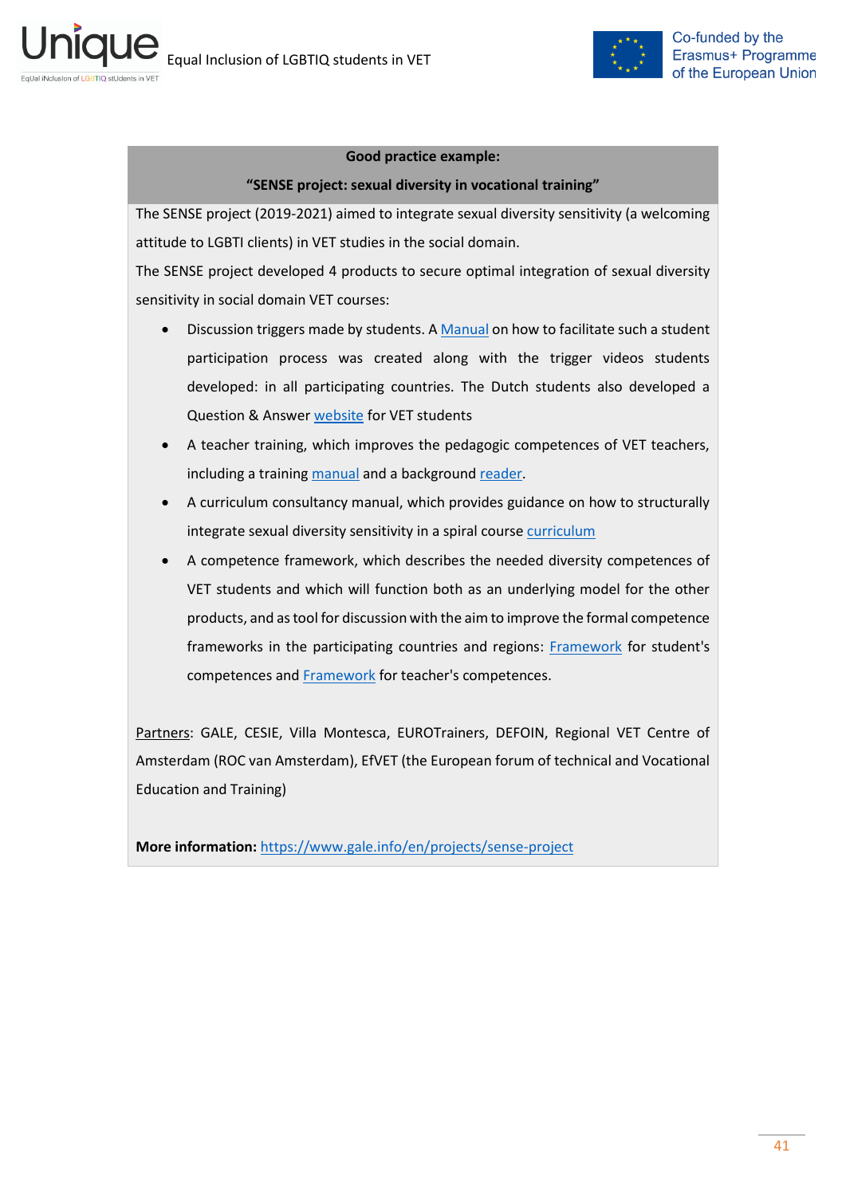**Good practice example:**

**"SENSE project: sexual diversity in vocational training"**

The SENSE project (2019-2021) aimed to integrate sexual diversity sensitivity (a welcoming attitude to LGBTI clients) in VET studies in the social domain.

The SENSE project developed 4 products to secure optimal integration of sexual diversity sensitivity in social domain VET courses:

- Discussion triggers made by students. A Manual on how to facilitate such a student participation process was created along with the trigger videos students developed: in all participating countries. The Dutch students also developed a Question & Answer website for VET students
- A teacher training, which improves the pedagogic competences of VET teachers, including a training manual and a background reader.
- A curriculum consultancy manual, which provides guidance on how to structurally integrate sexual diversity sensitivity in a spiral course curriculum
- A competence framework, which describes the needed diversity competences of VET students and which will function both as an underlying model for the other products, and as tool for discussion with the aim to improve the formal competence frameworks in the participating countries and regions: Framework for student's competences and Framework for teacher's competences.

Partners: GALE, CESIE, Villa Montesca, EUROTrainers, DEFOIN, Regional VET Centre of Amsterdam (ROC van Amsterdam), EfVET (the European forum of technical and Vocational Education and Training)

**More information:** https://www.gale.info/en/projects/sense-project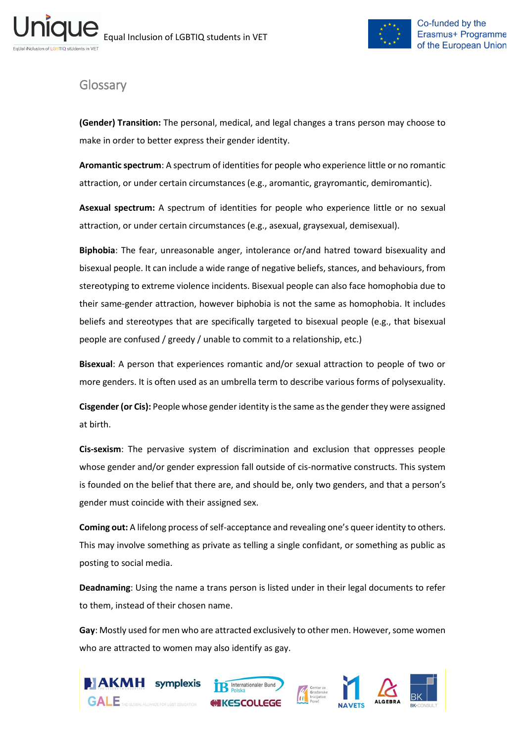## Glossary

**(Gender) Transition:** The personal, medical, and legal changes a trans person may choose to make in order to better express their gender identity.

**Aromantic spectrum**: A spectrum of identities for people who experience little or no romantic attraction, or under certain circumstances (e.g., aromantic, grayromantic, demiromantic).

**Asexual spectrum:** A spectrum of identities for people who experience little or no sexual attraction, or under certain circumstances (e.g., asexual, graysexual, demisexual).

**Biphobia**: The fear, unreasonable anger, intolerance or/and hatred toward bisexuality and bisexual people. It can include a wide range of negative beliefs, stances, and behaviours, from stereotyping to extreme violence incidents. Bisexual people can also face homophobia due to their same-gender attraction, however biphobia is not the same as homophobia. It includes beliefs and stereotypes that are specifically targeted to bisexual people (e.g., that bisexual people are confused / greedy / unable to commit to a relationship, etc.)

**Bisexual**: A person that experiences romantic and/or sexual attraction to people of two or more genders. It is often used as an umbrella term to describe various forms of polysexuality.

**Cisgender (or Cis):** People whose gender identity is the same as the gender they were assigned at birth.

**Cis-sexism**: The pervasive system of discrimination and exclusion that oppresses people whose gender and/or gender expression fall outside of cis-normative constructs. This system is founded on the belief that there are, and should be, only two genders, and that a person's gender must coincide with their assigned sex.

**Coming out:** A lifelong process of self-acceptance and revealing one's queer identity to others. This may involve something as private as telling a single confidant, or something as public as posting to social media.

**Deadnaming**: Using the name a trans person is listed under in their legal documents to refer to them, instead of their chosen name.

**Gay**: Mostly used for men who are attracted exclusively to other men. However, some women who are attracted to women may also identify as gay.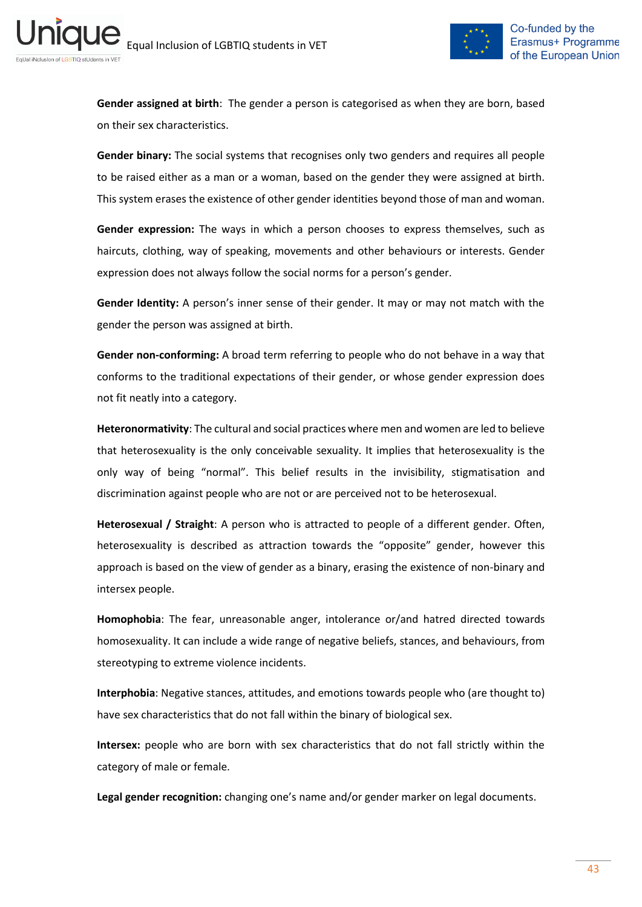**Gender assigned at birth**: The gender a person is categorised as when they are born, based on their sex characteristics.

**Gender binary:** The social systems that recognises only two genders and requires all people to be raised either as a man or a woman, based on the gender they were assigned at birth. This system erases the existence of other gender identities beyond those of man and woman.

**Gender expression:** The ways in which a person chooses to express themselves, such as haircuts, clothing, way of speaking, movements and other behaviours or interests. Gender expression does not always follow the social norms for a person's gender.

**Gender Identity:** A person's inner sense of their gender. It may or may not match with the gender the person was assigned at birth.

**Gender non-conforming:** A broad term referring to people who do not behave in a way that conforms to the traditional expectations of their gender, or whose gender expression does not fit neatly into a category.

**Heteronormativity**: The cultural and social practices where men and women are led to believe that heterosexuality is the only conceivable sexuality. It implies that heterosexuality is the only way of being "normal". This belief results in the invisibility, stigmatisation and discrimination against people who are not or are perceived not to be heterosexual.

**Heterosexual / Straight**: A person who is attracted to people of a different gender. Often, heterosexuality is described as attraction towards the "opposite" gender, however this approach is based on the view of gender as a binary, erasing the existence of non-binary and intersex people.

**Homophobia**: The fear, unreasonable anger, intolerance or/and hatred directed towards homosexuality. It can include a wide range of negative beliefs, stances, and behaviours, from stereotyping to extreme violence incidents.

**Interphobia**: Negative stances, attitudes, and emotions towards people who (are thought to) have sex characteristics that do not fall within the binary of biological sex.

**Intersex:** people who are born with sex characteristics that do not fall strictly within the category of male or female.

**Legal gender recognition:** changing one's name and/or gender marker on legal documents.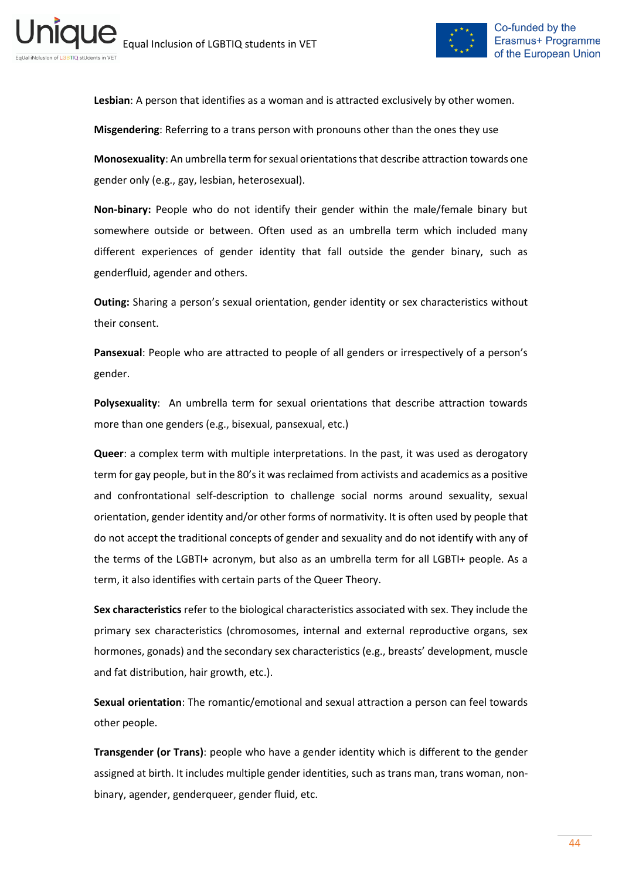**Lesbian**: A person that identifies as a woman and is attracted exclusively by other women.

**Misgendering**: Referring to a trans person with pronouns other than the ones they use

**Monosexuality**: An umbrella term for sexual orientations that describe attraction towards one gender only (e.g., gay, lesbian, heterosexual).

**Non-binary:** People who do not identify their gender within the male/female binary but somewhere outside or between. Often used as an umbrella term which included many different experiences of gender identity that fall outside the gender binary, such as genderfluid, agender and others.

**Outing:** Sharing a person's sexual orientation, gender identity or sex characteristics without their consent.

**Pansexual**: People who are attracted to people of all genders or irrespectively of a person's gender.

**Polysexuality**: An umbrella term for sexual orientations that describe attraction towards more than one genders (e.g., bisexual, pansexual, etc.)

**Queer**: a complex term with multiple interpretations. In the past, it was used as derogatory term for gay people, but in the 80's it was reclaimed from activists and academics as a positive and confrontational self-description to challenge social norms around sexuality, sexual orientation, gender identity and/or other forms of normativity. It is often used by people that do not accept the traditional concepts of gender and sexuality and do not identify with any of the terms of the LGBTI+ acronym, but also as an umbrella term for all LGBTI+ people. As a term, it also identifies with certain parts of the Queer Theory.

**Sex characteristics** refer to the biological characteristics associated with sex. They include the primary sex characteristics (chromosomes, internal and external reproductive organs, sex hormones, gonads) and the secondary sex characteristics (e.g., breasts' development, muscle and fat distribution, hair growth, etc.).

**Sexual orientation**: The romantic/emotional and sexual attraction a person can feel towards other people.

**Transgender (or Trans)**: people who have a gender identity which is different to the gender assigned at birth. It includes multiple gender identities, such as trans man, trans woman, non-binary, agender, genderqueer, gender fluid, etc.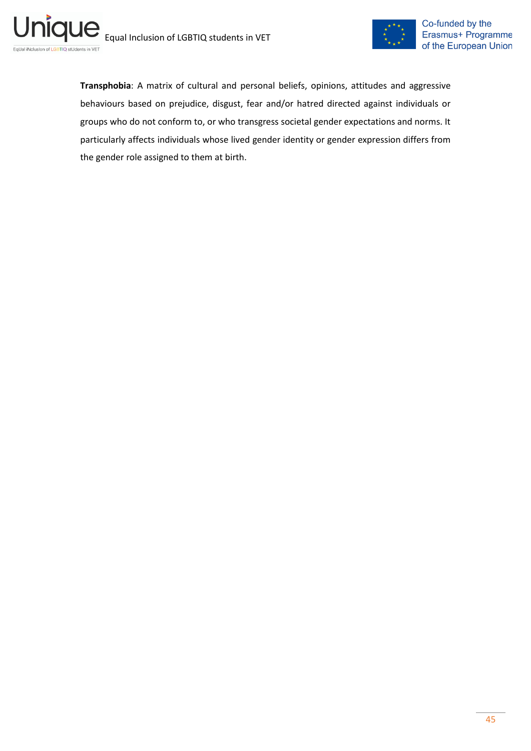**Transphobia**: A matrix of cultural and personal beliefs, opinions, attitudes and aggressive behaviours based on prejudice, disgust, fear and/or hatred directed against individuals or groups who do not conform to, or who transgress societal gender expectations and norms. It particularly affects individuals whose lived gender identity or gender expression differs from the gender role assigned to them at birth.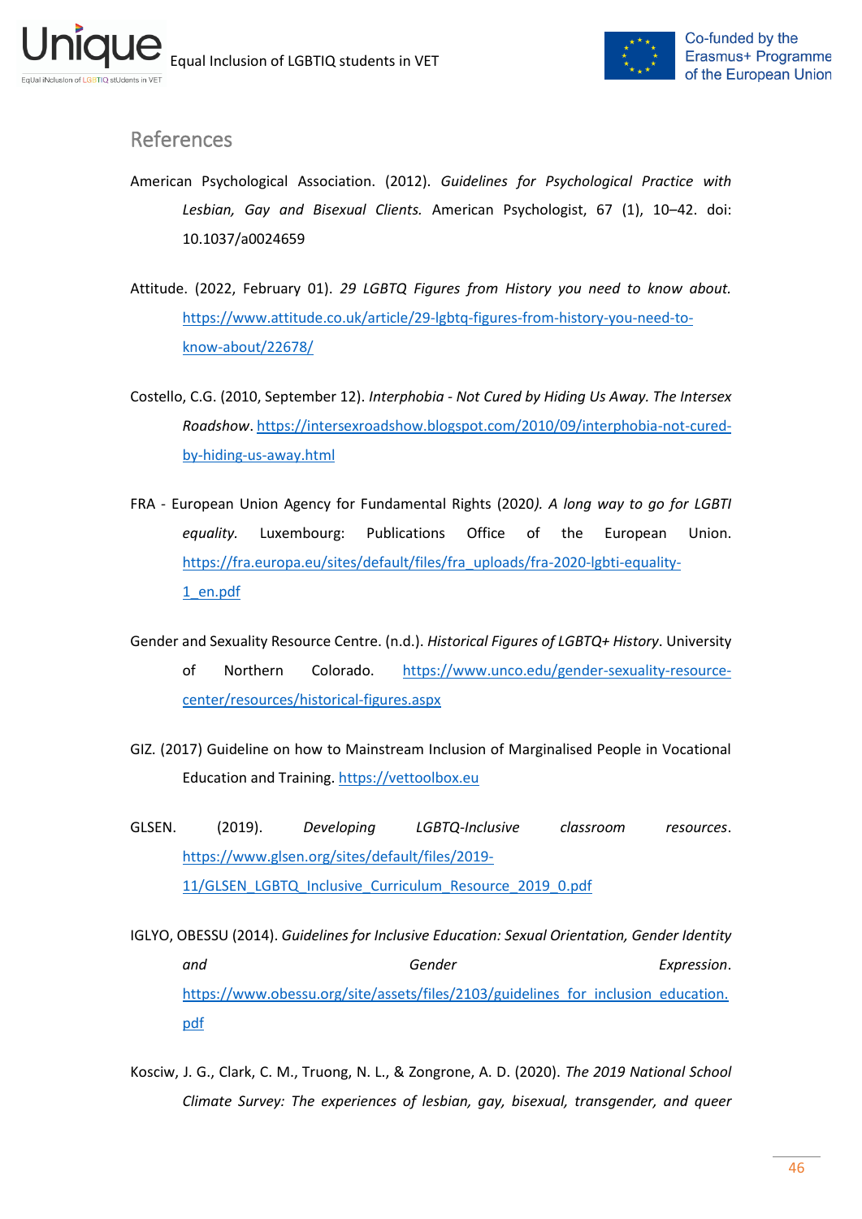## References

American Psychological Association. (2012). *Guidelines for Psychological Practice with Lesbian, Gay and Bisexual Clients.* American Psychologist, 67 (1), 10–42. doi: 10.1037/a0024659

Attitude. (2022, February 01). *29 LGBTQ Figures from History you need to know about.* https://www.attitude.co.uk/article/29-lgbtq-figures-from-history-you-need-to-know-about/22678/

Costello, C.G. (2010, September 12). *Interphobia - Not Cured by Hiding Us Away. The Intersex Roadshow*. https://intersexroadshow.blogspot.com/2010/09/interphobia-not-cured-by-hiding-us-away.html

FRA - European Union Agency for Fundamental Rights (2020*). A long way to go for LGBTI equality.* Luxembourg: Publications Office of the European Union. https://fra.europa.eu/sites/default/files/fra_uploads/fra-2020-lgbti-equality-1_en.pdf

Gender and Sexuality Resource Centre. (n.d.). *Historical Figures of LGBTQ+ History*. University of Northern Colorado. https://www.unco.edu/gender-sexuality-resource-center/resources/historical-figures.aspx

GIZ. (2017) Guideline on how to Mainstream Inclusion of Marginalised People in Vocational Education and Training. https://vettoolbox.eu

GLSEN. (2019). *Developing LGBTQ-Inclusive classroom resources*. https://www.glsen.org/sites/default/files/2019-11/GLSEN_LGBTQ_Inclusive_Curriculum_Resource_2019_0.pdf

IGLYO, OBESSU (2014). *Guidelines for Inclusive Education: Sexual Orientation, Gender Identity and Gender Expression*. https://www.obessu.org/site/assets/files/2103/guidelines_for_inclusion_education.pdf

Kosciw, J. G., Clark, C. M., Truong, N. L., & Zongrone, A. D. (2020). *The 2019 National School Climate Survey: The experiences of lesbian, gay, bisexual, transgender, and queer*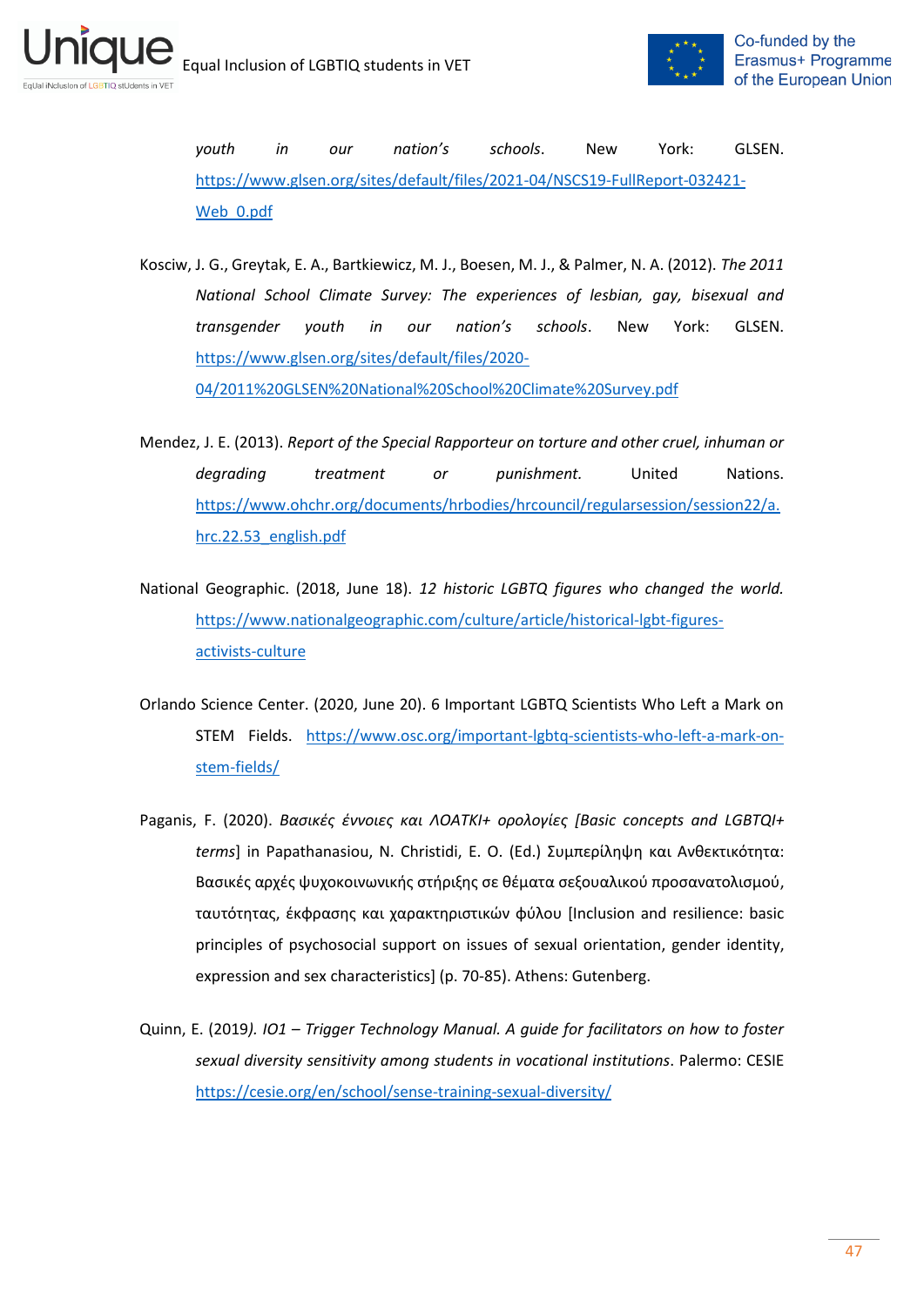*youth in our nation's schools*. New York: GLSEN. https://www.glsen.org/sites/default/files/2021-04/NSCS19-FullReport-032421-Web_0.pdf

Kosciw, J. G., Greytak, E. A., Bartkiewicz, M. J., Boesen, M. J., & Palmer, N. A. (2012). *The 2011 National School Climate Survey: The experiences of lesbian, gay, bisexual and transgender youth in our nation's schools*. New York: GLSEN. https://www.glsen.org/sites/default/files/2020-04/2011%20GLSEN%20National%20School%20Climate%20Survey.pdf

Mendez, J. E. (2013). *Report of the Special Rapporteur on torture and other cruel, inhuman or degrading treatment or punishment.* United Nations. https://www.ohchr.org/documents/hrbodies/hrcouncil/regularsession/session22/a.hrc.22.53_english.pdf

National Geographic. (2018, June 18). *12 historic LGBTQ figures who changed the world.* https://www.nationalgeographic.com/culture/article/historical-lgbt-figures-activists-culture

Orlando Science Center. (2020, June 20). 6 Important LGBTQ Scientists Who Left a Mark on STEM Fields. https://www.osc.org/important-lgbtq-scientists-who-left-a-mark-on-stem-fields/

Paganis, F. (2020). *Βασικές έννοιες και ΛΟΑΤΚΙ+ ορολογίες [Basic concepts and LGBTQI+ terms*] in Papathanasiou, N. Christidi, E. O. (Ed.) Συμπερίληψη και Ανθεκτικότητα: Βασικές αρχές ψυχοκοινωνικής στήριξης σε θέματα σεξουαλικού προσανατολισμού, ταυτότητας, έκφρασης και χαρακτηριστικών φύλου [Inclusion and resilience: basic principles of psychosocial support on issues of sexual orientation, gender identity, expression and sex characteristics] (p. 70-85). Athens: Gutenberg.

Quinn, E. (2019*). IO1 – Trigger Technology Manual. A guide for facilitators on how to foster sexual diversity sensitivity among students in vocational institutions*. Palermo: CESIE https://cesie.org/en/school/sense-training-sexual-diversity/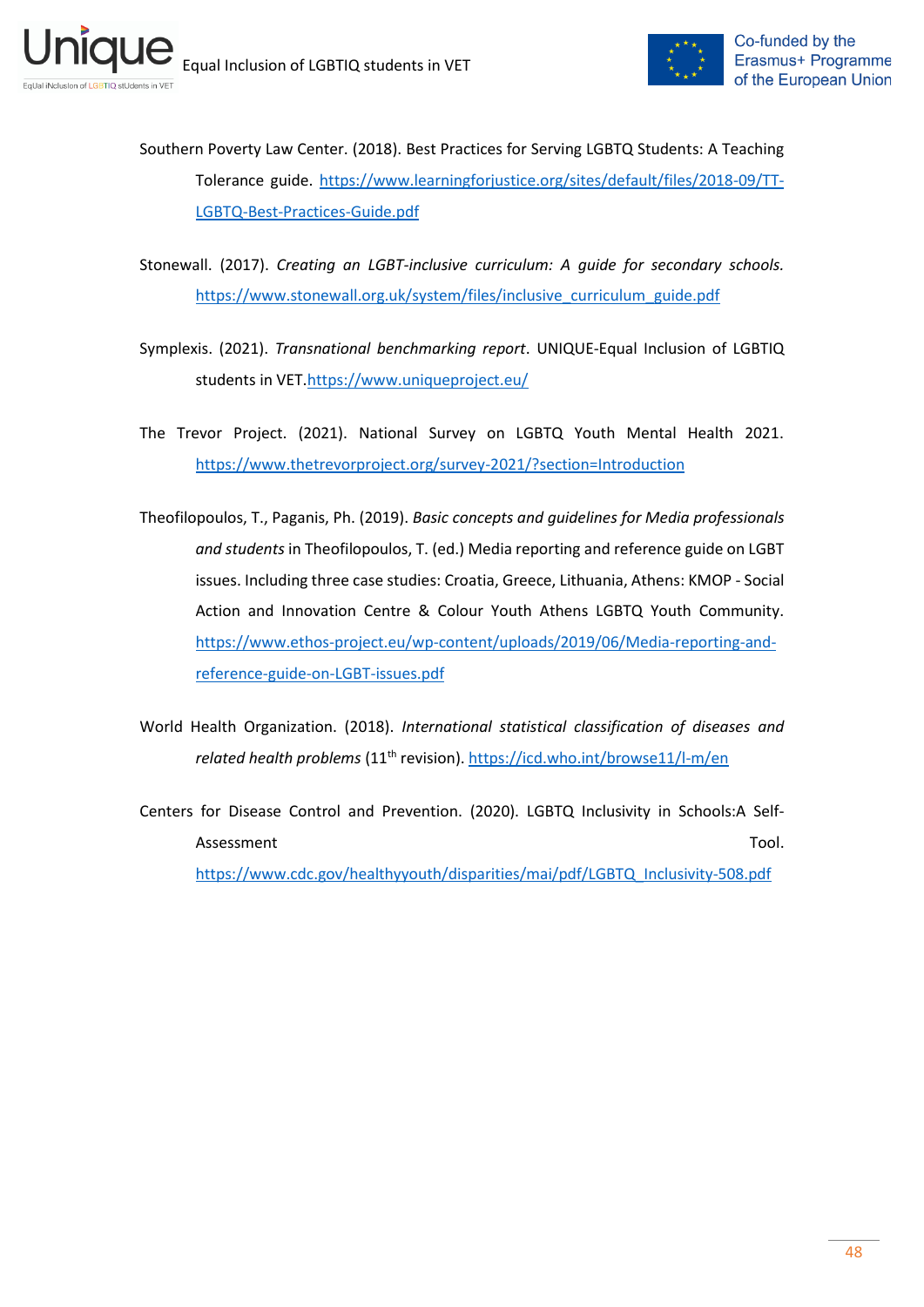Southern Poverty Law Center. (2018). Best Practices for Serving LGBTQ Students: A Teaching Tolerance guide. https://www.learningforjustice.org/sites/default/files/2018-09/TT-LGBTQ-Best-Practices-Guide.pdf

Stonewall. (2017). *Creating an LGBT-inclusive curriculum: A guide for secondary schools.* https://www.stonewall.org.uk/system/files/inclusive_curriculum_guide.pdf

Symplexis. (2021). *Transnational benchmarking report*. UNIQUE-Equal Inclusion of LGBTIQ students in VET.https://www.uniqueproject.eu/

The Trevor Project. (2021). National Survey on LGBTQ Youth Mental Health 2021. https://www.thetrevorproject.org/survey-2021/?section=Introduction

Theofilopoulos, T., Paganis, Ph. (2019). *Basic concepts and guidelines for Media professionals and students* in Theofilopoulos, T. (ed.) Media reporting and reference guide on LGBT issues. Including three case studies: Croatia, Greece, Lithuania, Athens: KMOP - Social Action and Innovation Centre & Colour Youth Athens LGBTQ Youth Community. https://www.ethos-project.eu/wp-content/uploads/2019/06/Media-reporting-and-reference-guide-on-LGBT-issues.pdf

World Health Organization. (2018). *International statistical classification of diseases and related health problems* (11th revision). https://icd.who.int/browse11/l-m/en

Centers for Disease Control and Prevention. (2020). LGBTQ Inclusivity in Schools:A Self-Assessment Tool. https://www.cdc.gov/healthyyouth/disparities/mai/pdf/LGBTQ_Inclusivity-508.pdf